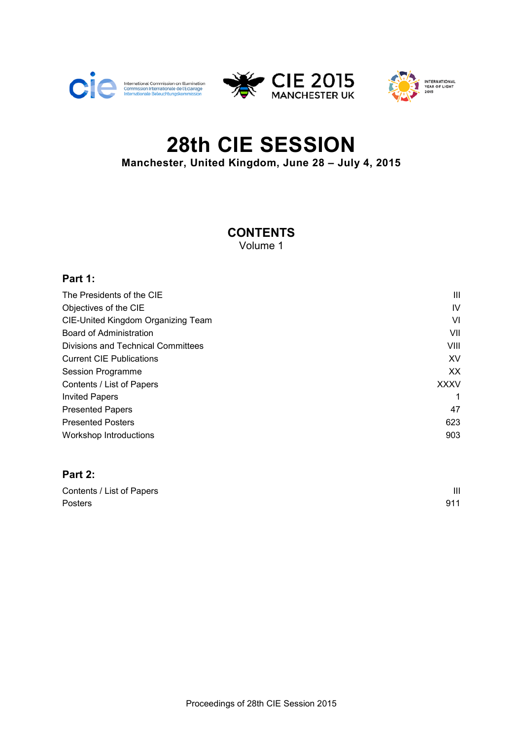International Commission on Illumination
Commission Internationale de l'Eclairage
Internationale Beleuchtungskommission

CIE 2015
MANCHESTER UK

INTERNATIONAL YEAR OF LIGHT 2015

# 28th CIE SESSION

**Manchester, United Kingdom, June 28 – July 4, 2015**

## CONTENTS

Volume 1

### Part 1:

| | |
|---|---|
| The Presidents of the CIE | III |
| Objectives of the CIE | IV |
| CIE-United Kingdom Organizing Team | VI |
| Board of Administration | VII |
| Divisions and Technical Committees | VIII |
| Current CIE Publications | XV |
| Session Programme | XX |
| Contents / List of Papers | XXXV |
| Invited Papers | 1 |
| Presented Papers | 47 |
| Presented Posters | 623 |
| Workshop Introductions | 903 |

### Part 2:

| | |
|---|---|
| Contents / List of Papers | III |
| Posters | 911 |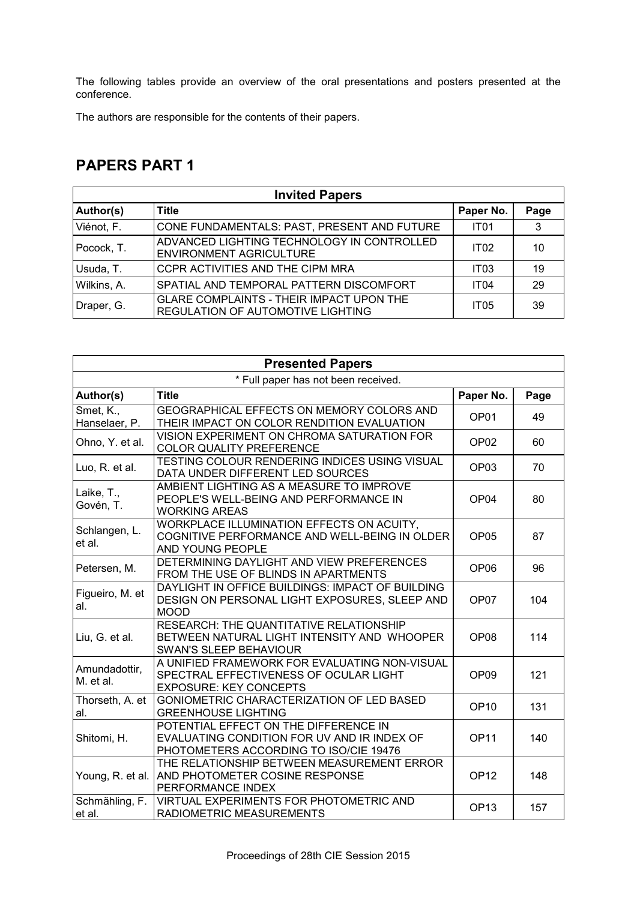The following tables provide an overview of the oral presentations and posters presented at the conference.

The authors are responsible for the contents of their papers.

## PAPERS PART 1

| Invited Papers | | | |
|---|---|---|---|
| **Author(s)** | **Title** | **Paper No.** | **Page** |
| Viénot, F. | CONE FUNDAMENTALS: PAST, PRESENT AND FUTURE | IT01 | 3 |
| Pocock, T. | ADVANCED LIGHTING TECHNOLOGY IN CONTROLLED ENVIRONMENT AGRICULTURE | IT02 | 10 |
| Usuda, T. | CCPR ACTIVITIES AND THE CIPM MRA | IT03 | 19 |
| Wilkins, A. | SPATIAL AND TEMPORAL PATTERN DISCOMFORT | IT04 | 29 |
| Draper, G. | GLARE COMPLAINTS - THEIR IMPACT UPON THE REGULATION OF AUTOMOTIVE LIGHTING | IT05 | 39 |

| Presented Papers | | | |
|---|---|---|---|
| * Full paper has not been received. | | | |
| **Author(s)** | **Title** | **Paper No.** | **Page** |
| Smet, K., Hanselaer, P. | GEOGRAPHICAL EFFECTS ON MEMORY COLORS AND THEIR IMPACT ON COLOR RENDITION EVALUATION | OP01 | 49 |
| Ohno, Y. et al. | VISION EXPERIMENT ON CHROMA SATURATION FOR COLOR QUALITY PREFERENCE | OP02 | 60 |
| Luo, R. et al. | TESTING COLOUR RENDERING INDICES USING VISUAL DATA UNDER DIFFERENT LED SOURCES | OP03 | 70 |
| Laike, T., Govén, T. | AMBIENT LIGHTING AS A MEASURE TO IMPROVE PEOPLE'S WELL-BEING AND PERFORMANCE IN WORKING AREAS | OP04 | 80 |
| Schlangen, L. et al. | WORKPLACE ILLUMINATION EFFECTS ON ACUITY, COGNITIVE PERFORMANCE AND WELL-BEING IN OLDER AND YOUNG PEOPLE | OP05 | 87 |
| Petersen, M. | DETERMINING DAYLIGHT AND VIEW PREFERENCES FROM THE USE OF BLINDS IN APARTMENTS | OP06 | 96 |
| Figueiro, M. et al. | DAYLIGHT IN OFFICE BUILDINGS: IMPACT OF BUILDING DESIGN ON PERSONAL LIGHT EXPOSURES, SLEEP AND MOOD | OP07 | 104 |
| Liu, G. et al. | RESEARCH: THE QUANTITATIVE RELATIONSHIP BETWEEN NATURAL LIGHT INTENSITY AND WHOOPER SWAN'S SLEEP BEHAVIOUR | OP08 | 114 |
| Amundadottir, M. et al. | A UNIFIED FRAMEWORK FOR EVALUATING NON-VISUAL SPECTRAL EFFECTIVENESS OF OCULAR LIGHT EXPOSURE: KEY CONCEPTS | OP09 | 121 |
| Thorseth, A. et al. | GONIOMETRIC CHARACTERIZATION OF LED BASED GREENHOUSE LIGHTING | OP10 | 131 |
| Shitomi, H. | POTENTIAL EFFECT ON THE DIFFERENCE IN EVALUATING CONDITION FOR UV AND IR INDEX OF PHOTOMETERS ACCORDING TO ISO/CIE 19476 | OP11 | 140 |
| Young, R. et al. | THE RELATIONSHIP BETWEEN MEASUREMENT ERROR AND PHOTOMETER COSINE RESPONSE PERFORMANCE INDEX | OP12 | 148 |
| Schmähling, F. et al. | VIRTUAL EXPERIMENTS FOR PHOTOMETRIC AND RADIOMETRIC MEASUREMENTS | OP13 | 157 |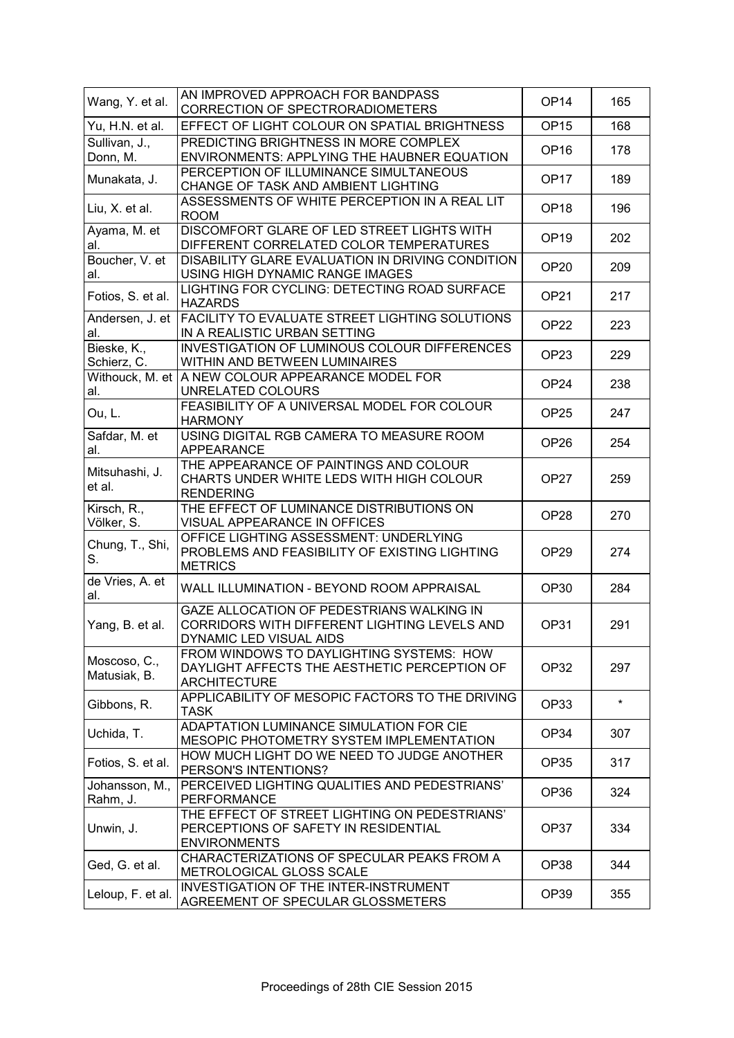| | | | |
|---|---|---|---|
| Wang, Y. et al. | AN IMPROVED APPROACH FOR BANDPASS CORRECTION OF SPECTRORADIOMETERS | OP14 | 165 |
| Yu, H.N. et al. | EFFECT OF LIGHT COLOUR ON SPATIAL BRIGHTNESS | OP15 | 168 |
| Sullivan, J., Donn, M. | PREDICTING BRIGHTNESS IN MORE COMPLEX ENVIRONMENTS: APPLYING THE HAUBNER EQUATION | OP16 | 178 |
| Munakata, J. | PERCEPTION OF ILLUMINANCE SIMULTANEOUS CHANGE OF TASK AND AMBIENT LIGHTING | OP17 | 189 |
| Liu, X. et al. | ASSESSMENTS OF WHITE PERCEPTION IN A REAL LIT ROOM | OP18 | 196 |
| Ayama, M. et al. | DISCOMFORT GLARE OF LED STREET LIGHTS WITH DIFFERENT CORRELATED COLOR TEMPERATURES | OP19 | 202 |
| Boucher, V. et al. | DISABILITY GLARE EVALUATION IN DRIVING CONDITION USING HIGH DYNAMIC RANGE IMAGES | OP20 | 209 |
| Fotios, S. et al. | LIGHTING FOR CYCLING: DETECTING ROAD SURFACE HAZARDS | OP21 | 217 |
| Andersen, J. et al. | FACILITY TO EVALUATE STREET LIGHTING SOLUTIONS IN A REALISTIC URBAN SETTING | OP22 | 223 |
| Bieske, K., Schierz, C. | INVESTIGATION OF LUMINOUS COLOUR DIFFERENCES WITHIN AND BETWEEN LUMINAIRES | OP23 | 229 |
| Withouck, M. et al. | A NEW COLOUR APPEARANCE MODEL FOR UNRELATED COLOURS | OP24 | 238 |
| Ou, L. | FEASIBILITY OF A UNIVERSAL MODEL FOR COLOUR HARMONY | OP25 | 247 |
| Safdar, M. et al. | USING DIGITAL RGB CAMERA TO MEASURE ROOM APPEARANCE | OP26 | 254 |
| Mitsuhashi, J. et al. | THE APPEARANCE OF PAINTINGS AND COLOUR CHARTS UNDER WHITE LEDS WITH HIGH COLOUR RENDERING | OP27 | 259 |
| Kirsch, R., Völker, S. | THE EFFECT OF LUMINANCE DISTRIBUTIONS ON VISUAL APPEARANCE IN OFFICES | OP28 | 270 |
| Chung, T., Shi, S. | OFFICE LIGHTING ASSESSMENT: UNDERLYING PROBLEMS AND FEASIBILITY OF EXISTING LIGHTING METRICS | OP29 | 274 |
| de Vries, A. et al. | WALL ILLUMINATION - BEYOND ROOM APPRAISAL | OP30 | 284 |
| Yang, B. et al. | GAZE ALLOCATION OF PEDESTRIANS WALKING IN CORRIDORS WITH DIFFERENT LIGHTING LEVELS AND DYNAMIC LED VISUAL AIDS | OP31 | 291 |
| Moscoso, C., Matusiak, B. | FROM WINDOWS TO DAYLIGHTING SYSTEMS: HOW DAYLIGHT AFFECTS THE AESTHETIC PERCEPTION OF ARCHITECTURE | OP32 | 297 |
| Gibbons, R. | APPLICABILITY OF MESOPIC FACTORS TO THE DRIVING TASK | OP33 | * |
| Uchida, T. | ADAPTATION LUMINANCE SIMULATION FOR CIE MESOPIC PHOTOMETRY SYSTEM IMPLEMENTATION | OP34 | 307 |
| Fotios, S. et al. | HOW MUCH LIGHT DO WE NEED TO JUDGE ANOTHER PERSON'S INTENTIONS? | OP35 | 317 |
| Johansson, M., Rahm, J. | PERCEIVED LIGHTING QUALITIES AND PEDESTRIANS' PERFORMANCE | OP36 | 324 |
| Unwin, J. | THE EFFECT OF STREET LIGHTING ON PEDESTRIANS' PERCEPTIONS OF SAFETY IN RESIDENTIAL ENVIRONMENTS | OP37 | 334 |
| Ged, G. et al. | CHARACTERIZATIONS OF SPECULAR PEAKS FROM A METROLOGICAL GLOSS SCALE | OP38 | 344 |
| Leloup, F. et al. | INVESTIGATION OF THE INTER-INSTRUMENT AGREEMENT OF SPECULAR GLOSSMETERS | OP39 | 355 |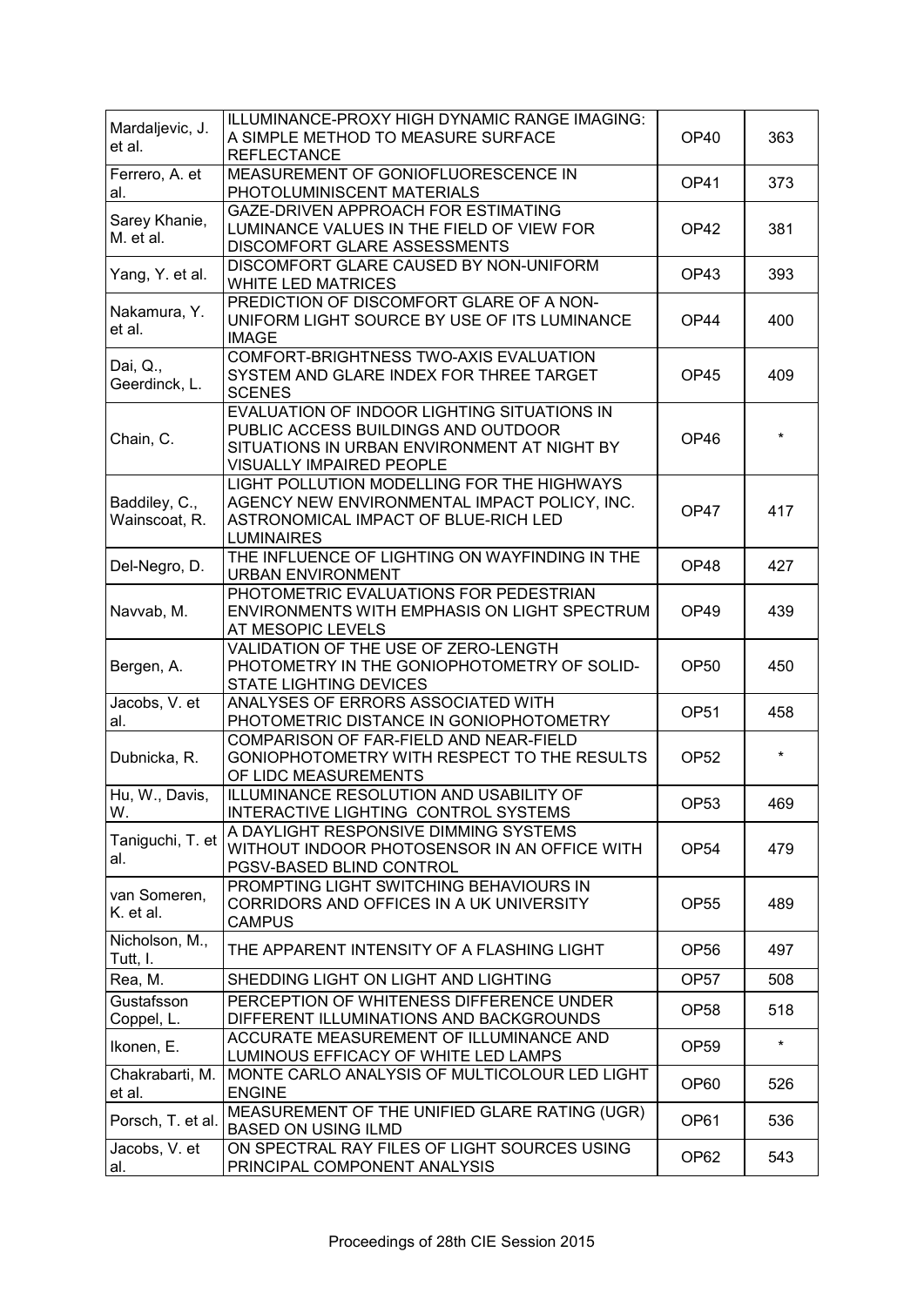| Mardaljevic, J. et al. | ILLUMINANCE-PROXY HIGH DYNAMIC RANGE IMAGING: A SIMPLE METHOD TO MEASURE SURFACE REFLECTANCE | OP40 | 363 |
|---|---|---|---|
| Ferrero, A. et al. | MEASUREMENT OF GONIOFLUORESCENCE IN PHOTOLUMINISCENT MATERIALS | OP41 | 373 |
| Sarey Khanie, M. et al. | GAZE-DRIVEN APPROACH FOR ESTIMATING LUMINANCE VALUES IN THE FIELD OF VIEW FOR DISCOMFORT GLARE ASSESSMENTS | OP42 | 381 |
| Yang, Y. et al. | DISCOMFORT GLARE CAUSED BY NON-UNIFORM WHITE LED MATRICES | OP43 | 393 |
| Nakamura, Y. et al. | PREDICTION OF DISCOMFORT GLARE OF A NON-UNIFORM LIGHT SOURCE BY USE OF ITS LUMINANCE IMAGE | OP44 | 400 |
| Dai, Q., Geerdinck, L. | COMFORT-BRIGHTNESS TWO-AXIS EVALUATION SYSTEM AND GLARE INDEX FOR THREE TARGET SCENES | OP45 | 409 |
| Chain, C. | EVALUATION OF INDOOR LIGHTING SITUATIONS IN PUBLIC ACCESS BUILDINGS AND OUTDOOR SITUATIONS IN URBAN ENVIRONMENT AT NIGHT BY VISUALLY IMPAIRED PEOPLE | OP46 | * |
| Baddiley, C., Wainscoat, R. | LIGHT POLLUTION MODELLING FOR THE HIGHWAYS AGENCY NEW ENVIRONMENTAL IMPACT POLICY, INC. ASTRONOMICAL IMPACT OF BLUE-RICH LED LUMINAIRES | OP47 | 417 |
| Del-Negro, D. | THE INFLUENCE OF LIGHTING ON WAYFINDING IN THE URBAN ENVIRONMENT | OP48 | 427 |
| Navvab, M. | PHOTOMETRIC EVALUATIONS FOR PEDESTRIAN ENVIRONMENTS WITH EMPHASIS ON LIGHT SPECTRUM AT MESOPIC LEVELS | OP49 | 439 |
| Bergen, A. | VALIDATION OF THE USE OF ZERO-LENGTH PHOTOMETRY IN THE GONIOPHOTOMETRY OF SOLID-STATE LIGHTING DEVICES | OP50 | 450 |
| Jacobs, V. et al. | ANALYSES OF ERRORS ASSOCIATED WITH PHOTOMETRIC DISTANCE IN GONIOPHOTOMETRY | OP51 | 458 |
| Dubnicka, R. | COMPARISON OF FAR-FIELD AND NEAR-FIELD GONIOPHOTOMETRY WITH RESPECT TO THE RESULTS OF LIDC MEASUREMENTS | OP52 | * |
| Hu, W., Davis, W. | ILLUMINANCE RESOLUTION AND USABILITY OF INTERACTIVE LIGHTING CONTROL SYSTEMS | OP53 | 469 |
| Taniguchi, T. et al. | A DAYLIGHT RESPONSIVE DIMMING SYSTEMS WITHOUT INDOOR PHOTOSENSOR IN AN OFFICE WITH PGSV-BASED BLIND CONTROL | OP54 | 479 |
| van Someren, K. et al. | PROMPTING LIGHT SWITCHING BEHAVIOURS IN CORRIDORS AND OFFICES IN A UK UNIVERSITY CAMPUS | OP55 | 489 |
| Nicholson, M., Tutt, I. | THE APPARENT INTENSITY OF A FLASHING LIGHT | OP56 | 497 |
| Rea, M. | SHEDDING LIGHT ON LIGHT AND LIGHTING | OP57 | 508 |
| Gustafsson Coppel, L. | PERCEPTION OF WHITENESS DIFFERENCE UNDER DIFFERENT ILLUMINATIONS AND BACKGROUNDS | OP58 | 518 |
| Ikonen, E. | ACCURATE MEASUREMENT OF ILLUMINANCE AND LUMINOUS EFFICACY OF WHITE LED LAMPS | OP59 | * |
| Chakrabarti, M. et al. | MONTE CARLO ANALYSIS OF MULTICOLOUR LED LIGHT ENGINE | OP60 | 526 |
| Porsch, T. et al. | MEASUREMENT OF THE UNIFIED GLARE RATING (UGR) BASED ON USING ILMD | OP61 | 536 |
| Jacobs, V. et al. | ON SPECTRAL RAY FILES OF LIGHT SOURCES USING PRINCIPAL COMPONENT ANALYSIS | OP62 | 543 |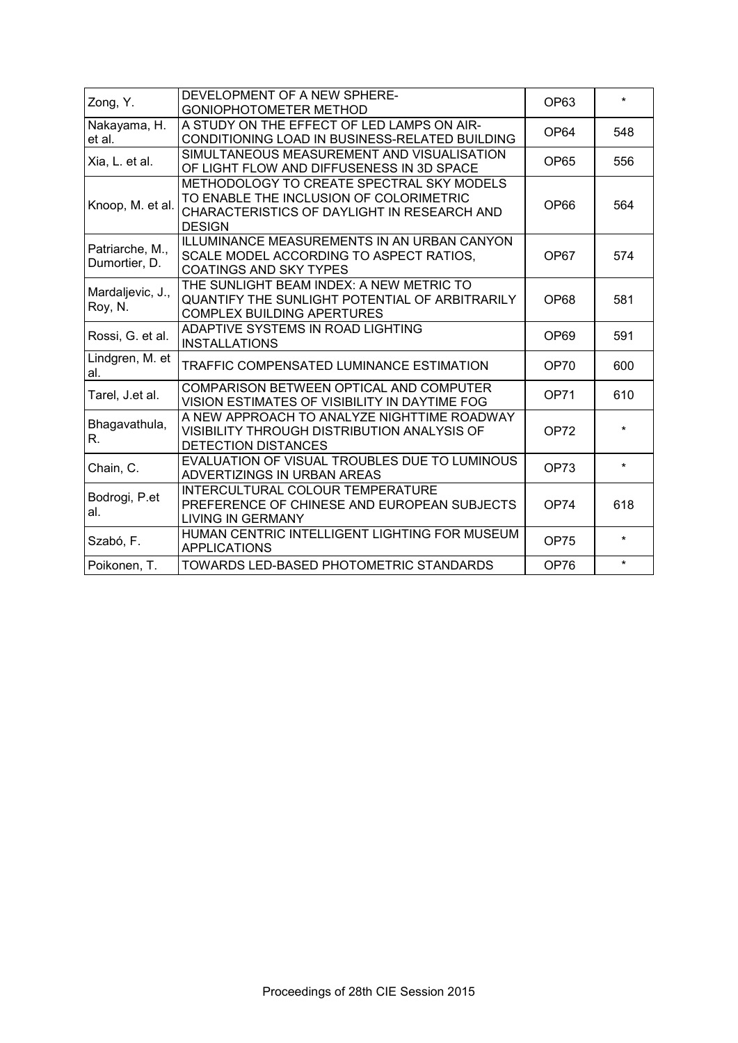| | | | |
|---|---|---|---|
| Zong, Y. | DEVELOPMENT OF A NEW SPHERE-GONIOPHOTOMETER METHOD | OP63 | * |
| Nakayama, H. et al. | A STUDY ON THE EFFECT OF LED LAMPS ON AIR-CONDITIONING LOAD IN BUSINESS-RELATED BUILDING | OP64 | 548 |
| Xia, L. et al. | SIMULTANEOUS MEASUREMENT AND VISUALISATION OF LIGHT FLOW AND DIFFUSENESS IN 3D SPACE | OP65 | 556 |
| Knoop, M. et al. | METHODOLOGY TO CREATE SPECTRAL SKY MODELS TO ENABLE THE INCLUSION OF COLORIMETRIC CHARACTERISTICS OF DAYLIGHT IN RESEARCH AND DESIGN | OP66 | 564 |
| Patriarche, M., Dumortier, D. | ILLUMINANCE MEASUREMENTS IN AN URBAN CANYON SCALE MODEL ACCORDING TO ASPECT RATIOS, COATINGS AND SKY TYPES | OP67 | 574 |
| Mardaljevic, J., Roy, N. | THE SUNLIGHT BEAM INDEX: A NEW METRIC TO QUANTIFY THE SUNLIGHT POTENTIAL OF ARBITRARILY COMPLEX BUILDING APERTURES | OP68 | 581 |
| Rossi, G. et al. | ADAPTIVE SYSTEMS IN ROAD LIGHTING INSTALLATIONS | OP69 | 591 |
| Lindgren, M. et al. | TRAFFIC COMPENSATED LUMINANCE ESTIMATION | OP70 | 600 |
| Tarel, J.et al. | COMPARISON BETWEEN OPTICAL AND COMPUTER VISION ESTIMATES OF VISIBILITY IN DAYTIME FOG | OP71 | 610 |
| Bhagavathula, R. | A NEW APPROACH TO ANALYZE NIGHTTIME ROADWAY VISIBILITY THROUGH DISTRIBUTION ANALYSIS OF DETECTION DISTANCES | OP72 | * |
| Chain, C. | EVALUATION OF VISUAL TROUBLES DUE TO LUMINOUS ADVERTIZINGS IN URBAN AREAS | OP73 | * |
| Bodrogi, P.et al. | INTERCULTURAL COLOUR TEMPERATURE PREFERENCE OF CHINESE AND EUROPEAN SUBJECTS LIVING IN GERMANY | OP74 | 618 |
| Szabó, F. | HUMAN CENTRIC INTELLIGENT LIGHTING FOR MUSEUM APPLICATIONS | OP75 | * |
| Poikonen, T. | TOWARDS LED-BASED PHOTOMETRIC STANDARDS | OP76 | * |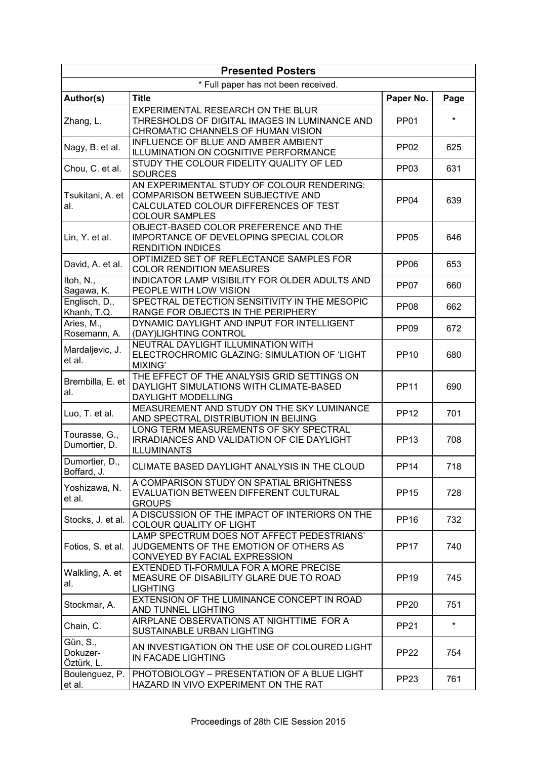| Presented Posters | | | |
|---|---|---|---|
| * Full paper has not been received. | | | |
| **Author(s)** | **Title** | **Paper No.** | **Page** |
| Zhang, L. | EXPERIMENTAL RESEARCH ON THE BLUR THRESHOLDS OF DIGITAL IMAGES IN LUMINANCE AND CHROMATIC CHANNELS OF HUMAN VISION | PP01 | * |
| Nagy, B. et al. | INFLUENCE OF BLUE AND AMBER AMBIENT ILLUMINATION ON COGNITIVE PERFORMANCE | PP02 | 625 |
| Chou, C. et al. | STUDY THE COLOUR FIDELITY QUALITY OF LED SOURCES | PP03 | 631 |
| Tsukitani, A. et al. | AN EXPERIMENTAL STUDY OF COLOUR RENDERING: COMPARISON BETWEEN SUBJECTIVE AND CALCULATED COLOUR DIFFERENCES OF TEST COLOUR SAMPLES | PP04 | 639 |
| Lin, Y. et al. | OBJECT-BASED COLOR PREFERENCE AND THE IMPORTANCE OF DEVELOPING SPECIAL COLOR RENDITION INDICES | PP05 | 646 |
| David, A. et al. | OPTIMIZED SET OF REFLECTANCE SAMPLES FOR COLOR RENDITION MEASURES | PP06 | 653 |
| Itoh, N., Sagawa, K. | INDICATOR LAMP VISIBILITY FOR OLDER ADULTS AND PEOPLE WITH LOW VISION | PP07 | 660 |
| Englisch, D., Khanh, T.Q. | SPECTRAL DETECTION SENSITIVITY IN THE MESOPIC RANGE FOR OBJECTS IN THE PERIPHERY | PP08 | 662 |
| Aries, M., Rosemann, A. | DYNAMIC DAYLIGHT AND INPUT FOR INTELLIGENT (DAY)LIGHTING CONTROL | PP09 | 672 |
| Mardaljevic, J. et al. | NEUTRAL DAYLIGHT ILLUMINATION WITH ELECTROCHROMIC GLAZING: SIMULATION OF 'LIGHT MIXING' | PP10 | 680 |
| Brembilla, E. et al. | THE EFFECT OF THE ANALYSIS GRID SETTINGS ON DAYLIGHT SIMULATIONS WITH CLIMATE-BASED DAYLIGHT MODELLING | PP11 | 690 |
| Luo, T. et al. | MEASUREMENT AND STUDY ON THE SKY LUMINANCE AND SPECTRAL DISTRIBUTION IN BEIJING | PP12 | 701 |
| Tourasse, G., Dumortier, D. | LONG TERM MEASUREMENTS OF SKY SPECTRAL IRRADIANCES AND VALIDATION OF CIE DAYLIGHT ILLUMINANTS | PP13 | 708 |
| Dumortier, D., Boffard, J. | CLIMATE BASED DAYLIGHT ANALYSIS IN THE CLOUD | PP14 | 718 |
| Yoshizawa, N. et al. | A COMPARISON STUDY ON SPATIAL BRIGHTNESS EVALUATION BETWEEN DIFFERENT CULTURAL GROUPS | PP15 | 728 |
| Stocks, J. et al. | A DISCUSSION OF THE IMPACT OF INTERIORS ON THE COLOUR QUALITY OF LIGHT | PP16 | 732 |
| Fotios, S. et al. | LAMP SPECTRUM DOES NOT AFFECT PEDESTRIANS' JUDGEMENTS OF THE EMOTION OF OTHERS AS CONVEYED BY FACIAL EXPRESSION | PP17 | 740 |
| Walkling, A. et al. | EXTENDED TI-FORMULA FOR A MORE PRECISE MEASURE OF DISABILITY GLARE DUE TO ROAD LIGHTING | PP19 | 745 |
| Stockmar, A. | EXTENSION OF THE LUMINANCE CONCEPT IN ROAD AND TUNNEL LIGHTING | PP20 | 751 |
| Chain, C. | AIRPLANE OBSERVATIONS AT NIGHTTIME FOR A SUSTAINABLE URBAN LIGHTING | PP21 | * |
| Gün, S., Dokuzer-Öztürk, L. | AN INVESTIGATION ON THE USE OF COLOURED LIGHT IN FACADE LIGHTING | PP22 | 754 |
| Boulenguez, P. et al. | PHOTOBIOLOGY – PRESENTATION OF A BLUE LIGHT HAZARD IN VIVO EXPERIMENT ON THE RAT | PP23 | 761 |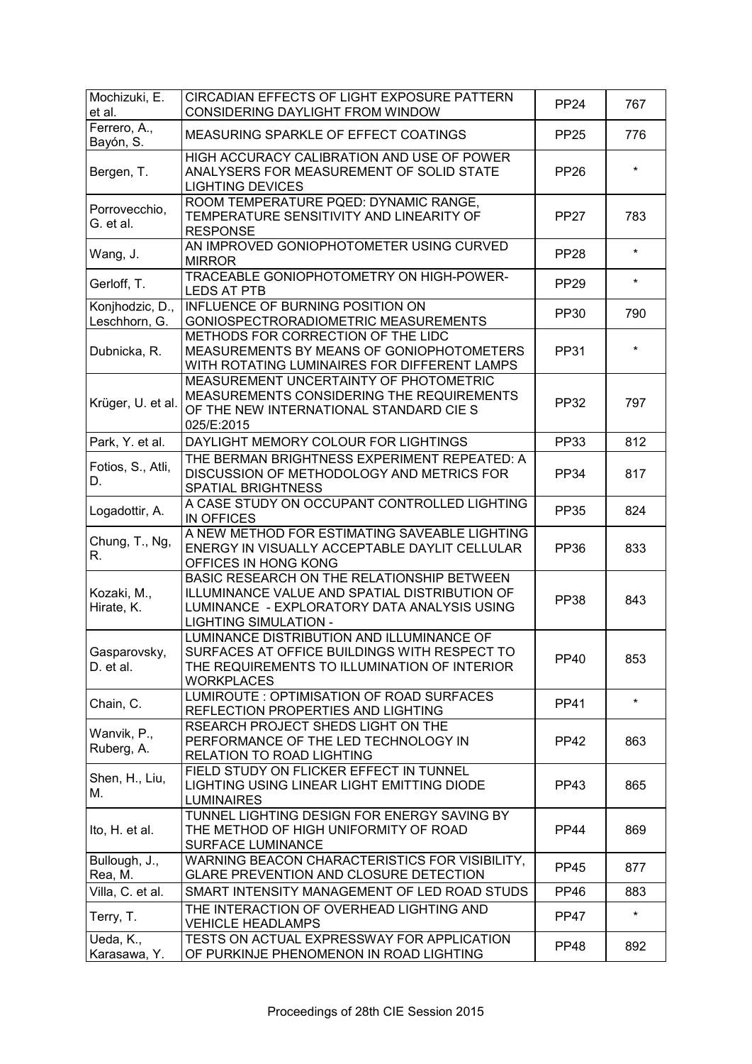| Mochizuki, E. et al. | CIRCADIAN EFFECTS OF LIGHT EXPOSURE PATTERN CONSIDERING DAYLIGHT FROM WINDOW | PP24 | 767 |
|---|---|---|---|
| Ferrero, A., Bayón, S. | MEASURING SPARKLE OF EFFECT COATINGS | PP25 | 776 |
| Bergen, T. | HIGH ACCURACY CALIBRATION AND USE OF POWER ANALYSERS FOR MEASUREMENT OF SOLID STATE LIGHTING DEVICES | PP26 | * |
| Porrovecchio, G. et al. | ROOM TEMPERATURE PQED: DYNAMIC RANGE, TEMPERATURE SENSITIVITY AND LINEARITY OF RESPONSE | PP27 | 783 |
| Wang, J. | AN IMPROVED GONIOPHOTOMETER USING CURVED MIRROR | PP28 | * |
| Gerloff, T. | TRACEABLE GONIOPHOTOMETRY ON HIGH-POWER-LEDS AT PTB | PP29 | * |
| Konjhodzic, D., Leschhorn, G. | INFLUENCE OF BURNING POSITION ON GONIOSPECTRORADIOMETRIC MEASUREMENTS | PP30 | 790 |
| Dubnicka, R. | METHODS FOR CORRECTION OF THE LIDC MEASUREMENTS BY MEANS OF GONIOPHOTOMETERS WITH ROTATING LUMINAIRES FOR DIFFERENT LAMPS | PP31 | * |
| Krüger, U. et al. | MEASUREMENT UNCERTAINTY OF PHOTOMETRIC MEASUREMENTS CONSIDERING THE REQUIREMENTS OF THE NEW INTERNATIONAL STANDARD CIE S 025/E:2015 | PP32 | 797 |
| Park, Y. et al. | DAYLIGHT MEMORY COLOUR FOR LIGHTINGS | PP33 | 812 |
| Fotios, S., Atli, D. | THE BERMAN BRIGHTNESS EXPERIMENT REPEATED: A DISCUSSION OF METHODOLOGY AND METRICS FOR SPATIAL BRIGHTNESS | PP34 | 817 |
| Logadottir, A. | A CASE STUDY ON OCCUPANT CONTROLLED LIGHTING IN OFFICES | PP35 | 824 |
| Chung, T., Ng, R. | A NEW METHOD FOR ESTIMATING SAVEABLE LIGHTING ENERGY IN VISUALLY ACCEPTABLE DAYLIT CELLULAR OFFICES IN HONG KONG | PP36 | 833 |
| Kozaki, M., Hirate, K. | BASIC RESEARCH ON THE RELATIONSHIP BETWEEN ILLUMINANCE VALUE AND SPATIAL DISTRIBUTION OF LUMINANCE - EXPLORATORY DATA ANALYSIS USING LIGHTING SIMULATION - | PP38 | 843 |
| Gasparovsky, D. et al. | LUMINANCE DISTRIBUTION AND ILLUMINANCE OF SURFACES AT OFFICE BUILDINGS WITH RESPECT TO THE REQUIREMENTS TO ILLUMINATION OF INTERIOR WORKPLACES | PP40 | 853 |
| Chain, C. | LUMIROUTE : OPTIMISATION OF ROAD SURFACES REFLECTION PROPERTIES AND LIGHTING | PP41 | * |
| Wanvik, P., Ruberg, A. | RSEARCH PROJECT SHEDS LIGHT ON THE PERFORMANCE OF THE LED TECHNOLOGY IN RELATION TO ROAD LIGHTING | PP42 | 863 |
| Shen, H., Liu, M. | FIELD STUDY ON FLICKER EFFECT IN TUNNEL LIGHTING USING LINEAR LIGHT EMITTING DIODE LUMINAIRES | PP43 | 865 |
| Ito, H. et al. | TUNNEL LIGHTING DESIGN FOR ENERGY SAVING BY THE METHOD OF HIGH UNIFORMITY OF ROAD SURFACE LUMINANCE | PP44 | 869 |
| Bullough, J., Rea, M. | WARNING BEACON CHARACTERISTICS FOR VISIBILITY, GLARE PREVENTION AND CLOSURE DETECTION | PP45 | 877 |
| Villa, C. et al. | SMART INTENSITY MANAGEMENT OF LED ROAD STUDS | PP46 | 883 |
| Terry, T. | THE INTERACTION OF OVERHEAD LIGHTING AND VEHICLE HEADLAMPS | PP47 | * |
| Ueda, K., Karasawa, Y. | TESTS ON ACTUAL EXPRESSWAY FOR APPLICATION OF PURKINJE PHENOMENON IN ROAD LIGHTING | PP48 | 892 |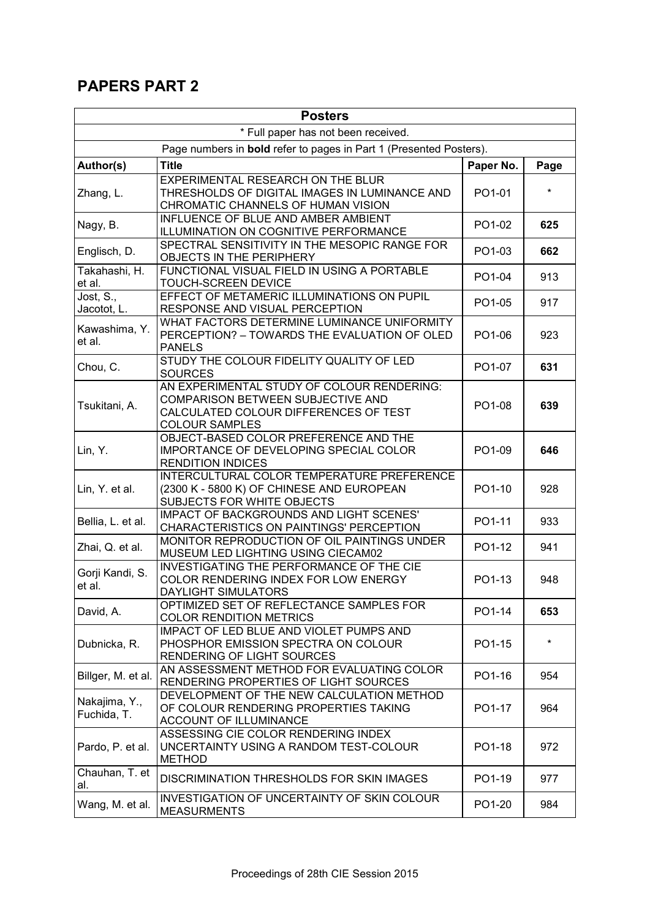## PAPERS PART 2

| Posters | | | |
|---|---|---|---|
| * Full paper has not been received. | | | |
| Page numbers in **bold** refer to pages in Part 1 (Presented Posters). | | | |
| **Author(s)** | **Title** | **Paper No.** | **Page** |
| Zhang, L. | EXPERIMENTAL RESEARCH ON THE BLUR THRESHOLDS OF DIGITAL IMAGES IN LUMINANCE AND CHROMATIC CHANNELS OF HUMAN VISION | PO1-01 | * |
| Nagy, B. | INFLUENCE OF BLUE AND AMBER AMBIENT ILLUMINATION ON COGNITIVE PERFORMANCE | PO1-02 | **625** |
| Englisch, D. | SPECTRAL SENSITIVITY IN THE MESOPIC RANGE FOR OBJECTS IN THE PERIPHERY | PO1-03 | **662** |
| Takahashi, H. et al. | FUNCTIONAL VISUAL FIELD IN USING A PORTABLE TOUCH-SCREEN DEVICE | PO1-04 | 913 |
| Jost, S., Jacotot, L. | EFFECT OF METAMERIC ILLUMINATIONS ON PUPIL RESPONSE AND VISUAL PERCEPTION | PO1-05 | 917 |
| Kawashima, Y. et al. | WHAT FACTORS DETERMINE LUMINANCE UNIFORMITY PERCEPTION? – TOWARDS THE EVALUATION OF OLED PANELS | PO1-06 | 923 |
| Chou, C. | STUDY THE COLOUR FIDELITY QUALITY OF LED SOURCES | PO1-07 | **631** |
| Tsukitani, A. | AN EXPERIMENTAL STUDY OF COLOUR RENDERING: COMPARISON BETWEEN SUBJECTIVE AND CALCULATED COLOUR DIFFERENCES OF TEST COLOUR SAMPLES | PO1-08 | **639** |
| Lin, Y. | OBJECT-BASED COLOR PREFERENCE AND THE IMPORTANCE OF DEVELOPING SPECIAL COLOR RENDITION INDICES | PO1-09 | **646** |
| Lin, Y. et al. | INTERCULTURAL COLOR TEMPERATURE PREFERENCE (2300 K - 5800 K) OF CHINESE AND EUROPEAN SUBJECTS FOR WHITE OBJECTS | PO1-10 | 928 |
| Bellia, L. et al. | IMPACT OF BACKGROUNDS AND LIGHT SCENES' CHARACTERISTICS ON PAINTINGS' PERCEPTION | PO1-11 | 933 |
| Zhai, Q. et al. | MONITOR REPRODUCTION OF OIL PAINTINGS UNDER MUSEUM LED LIGHTING USING CIECAM02 | PO1-12 | 941 |
| Gorji Kandi, S. et al. | INVESTIGATING THE PERFORMANCE OF THE CIE COLOR RENDERING INDEX FOR LOW ENERGY DAYLIGHT SIMULATORS | PO1-13 | 948 |
| David, A. | OPTIMIZED SET OF REFLECTANCE SAMPLES FOR COLOR RENDITION METRICS | PO1-14 | **653** |
| Dubnicka, R. | IMPACT OF LED BLUE AND VIOLET PUMPS AND PHOSPHOR EMISSION SPECTRA ON COLOUR RENDERING OF LIGHT SOURCES | PO1-15 | * |
| Billger, M. et al. | AN ASSESSMENT METHOD FOR EVALUATING COLOR RENDERING PROPERTIES OF LIGHT SOURCES | PO1-16 | 954 |
| Nakajima, Y., Fuchida, T. | DEVELOPMENT OF THE NEW CALCULATION METHOD OF COLOUR RENDERING PROPERTIES TAKING ACCOUNT OF ILLUMINANCE | PO1-17 | 964 |
| Pardo, P. et al. | ASSESSING CIE COLOR RENDERING INDEX UNCERTAINTY USING A RANDOM TEST-COLOUR METHOD | PO1-18 | 972 |
| Chauhan, T. et al. | DISCRIMINATION THRESHOLDS FOR SKIN IMAGES | PO1-19 | 977 |
| Wang, M. et al. | INVESTIGATION OF UNCERTAINTY OF SKIN COLOUR MEASURMENTS | PO1-20 | 984 |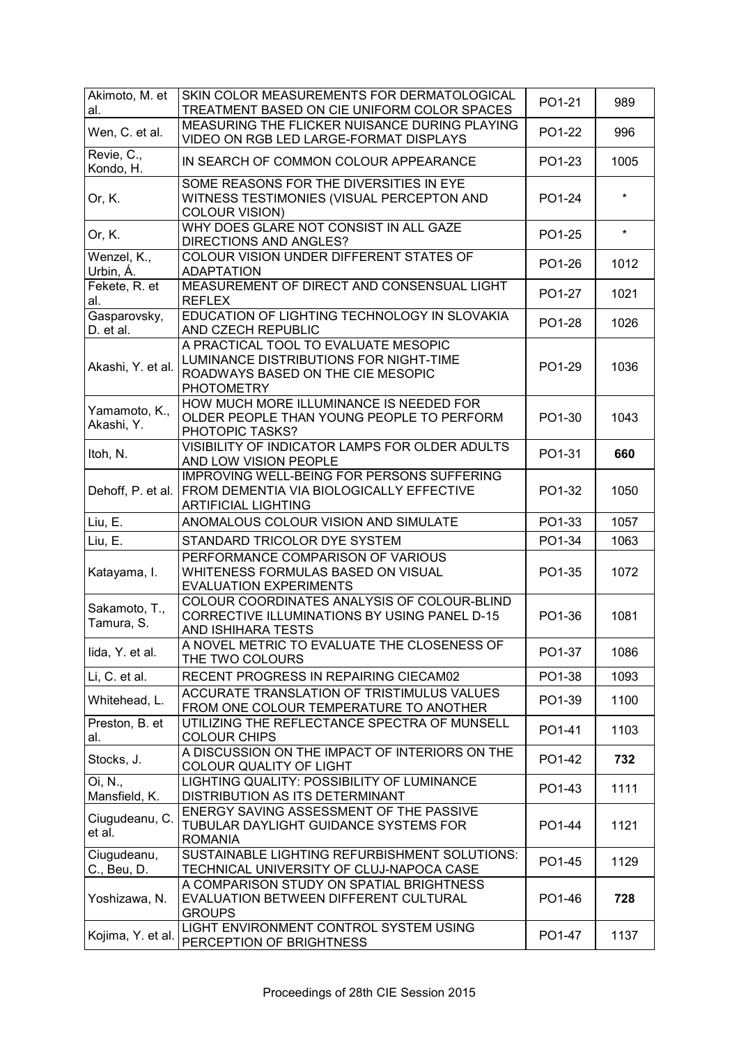| Akimoto, M. et al. | SKIN COLOR MEASUREMENTS FOR DERMATOLOGICAL TREATMENT BASED ON CIE UNIFORM COLOR SPACES | PO1-21 | 989 |
|---|---|---|---|
| Wen, C. et al. | MEASURING THE FLICKER NUISANCE DURING PLAYING VIDEO ON RGB LED LARGE-FORMAT DISPLAYS | PO1-22 | 996 |
| Revie, C., Kondo, H. | IN SEARCH OF COMMON COLOUR APPEARANCE | PO1-23 | 1005 |
| Or, K. | SOME REASONS FOR THE DIVERSITIES IN EYE WITNESS TESTIMONIES (VISUAL PERCEPTON AND COLOUR VISION) | PO1-24 | * |
| Or, K. | WHY DOES GLARE NOT CONSIST IN ALL GAZE DIRECTIONS AND ANGLES? | PO1-25 | * |
| Wenzel, K., Urbin, Á. | COLOUR VISION UNDER DIFFERENT STATES OF ADAPTATION | PO1-26 | 1012 |
| Fekete, R. et al. | MEASUREMENT OF DIRECT AND CONSENSUAL LIGHT REFLEX | PO1-27 | 1021 |
| Gasparovsky, D. et al. | EDUCATION OF LIGHTING TECHNOLOGY IN SLOVAKIA AND CZECH REPUBLIC | PO1-28 | 1026 |
| Akashi, Y. et al. | A PRACTICAL TOOL TO EVALUATE MESOPIC LUMINANCE DISTRIBUTIONS FOR NIGHT-TIME ROADWAYS BASED ON THE CIE MESOPIC PHOTOMETRY | PO1-29 | 1036 |
| Yamamoto, K., Akashi, Y. | HOW MUCH MORE ILLUMINANCE IS NEEDED FOR OLDER PEOPLE THAN YOUNG PEOPLE TO PERFORM PHOTOPIC TASKS? | PO1-30 | 1043 |
| Itoh, N. | VISIBILITY OF INDICATOR LAMPS FOR OLDER ADULTS AND LOW VISION PEOPLE | PO1-31 | **660** |
| Dehoff, P. et al. | IMPROVING WELL-BEING FOR PERSONS SUFFERING FROM DEMENTIA VIA BIOLOGICALLY EFFECTIVE ARTIFICIAL LIGHTING | PO1-32 | 1050 |
| Liu, E. | ANOMALOUS COLOUR VISION AND SIMULATE | PO1-33 | 1057 |
| Liu, E. | STANDARD TRICOLOR DYE SYSTEM | PO1-34 | 1063 |
| Katayama, I. | PERFORMANCE COMPARISON OF VARIOUS WHITENESS FORMULAS BASED ON VISUAL EVALUATION EXPERIMENTS | PO1-35 | 1072 |
| Sakamoto, T., Tamura, S. | COLOUR COORDINATES ANALYSIS OF COLOUR-BLIND CORRECTIVE ILLUMINATIONS BY USING PANEL D-15 AND ISHIHARA TESTS | PO1-36 | 1081 |
| Iida, Y. et al. | A NOVEL METRIC TO EVALUATE THE CLOSENESS OF THE TWO COLOURS | PO1-37 | 1086 |
| Li, C. et al. | RECENT PROGRESS IN REPAIRING CIECAM02 | PO1-38 | 1093 |
| Whitehead, L. | ACCURATE TRANSLATION OF TRISTIMULUS VALUES FROM ONE COLOUR TEMPERATURE TO ANOTHER | PO1-39 | 1100 |
| Preston, B. et al. | UTILIZING THE REFLECTANCE SPECTRA OF MUNSELL COLOUR CHIPS | PO1-41 | 1103 |
| Stocks, J. | A DISCUSSION ON THE IMPACT OF INTERIORS ON THE COLOUR QUALITY OF LIGHT | PO1-42 | **732** |
| Oi, N., Mansfield, K. | LIGHTING QUALITY: POSSIBILITY OF LUMINANCE DISTRIBUTION AS ITS DETERMINANT | PO1-43 | 1111 |
| Ciugudeanu, C. et al. | ENERGY SAVING ASSESSMENT OF THE PASSIVE TUBULAR DAYLIGHT GUIDANCE SYSTEMS FOR ROMANIA | PO1-44 | 1121 |
| Ciugudeanu, C., Beu, D. | SUSTAINABLE LIGHTING REFURBISHMENT SOLUTIONS: TECHNICAL UNIVERSITY OF CLUJ-NAPOCA CASE | PO1-45 | 1129 |
| Yoshizawa, N. | A COMPARISON STUDY ON SPATIAL BRIGHTNESS EVALUATION BETWEEN DIFFERENT CULTURAL GROUPS | PO1-46 | **728** |
| Kojima, Y. et al. | LIGHT ENVIRONMENT CONTROL SYSTEM USING PERCEPTION OF BRIGHTNESS | PO1-47 | 1137 |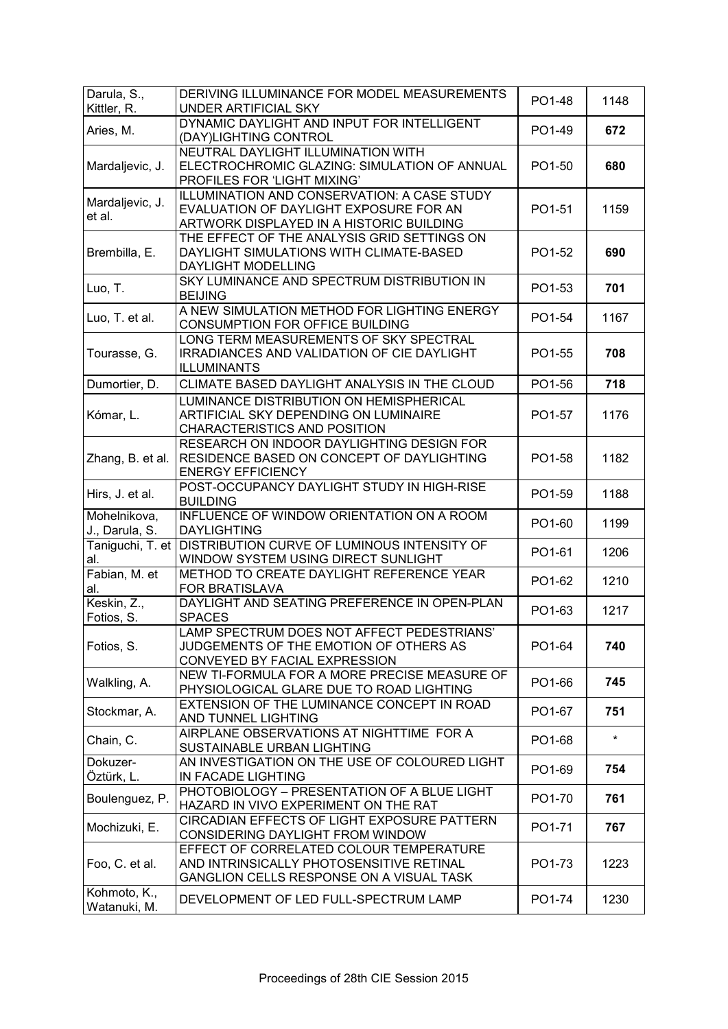| | | | |
|---|---|---|---|
| Darula, S., Kittler, R. | DERIVING ILLUMINANCE FOR MODEL MEASUREMENTS UNDER ARTIFICIAL SKY | PO1-48 | 1148 |
| Aries, M. | DYNAMIC DAYLIGHT AND INPUT FOR INTELLIGENT (DAY)LIGHTING CONTROL | PO1-49 | **672** |
| Mardaljevic, J. | NEUTRAL DAYLIGHT ILLUMINATION WITH ELECTROCHROMIC GLAZING: SIMULATION OF ANNUAL PROFILES FOR 'LIGHT MIXING' | PO1-50 | **680** |
| Mardaljevic, J. et al. | ILLUMINATION AND CONSERVATION: A CASE STUDY EVALUATION OF DAYLIGHT EXPOSURE FOR AN ARTWORK DISPLAYED IN A HISTORIC BUILDING | PO1-51 | 1159 |
| Brembilla, E. | THE EFFECT OF THE ANALYSIS GRID SETTINGS ON DAYLIGHT SIMULATIONS WITH CLIMATE-BASED DAYLIGHT MODELLING | PO1-52 | **690** |
| Luo, T. | SKY LUMINANCE AND SPECTRUM DISTRIBUTION IN BEIJING | PO1-53 | **701** |
| Luo, T. et al. | A NEW SIMULATION METHOD FOR LIGHTING ENERGY CONSUMPTION FOR OFFICE BUILDING | PO1-54 | 1167 |
| Tourasse, G. | LONG TERM MEASUREMENTS OF SKY SPECTRAL IRRADIANCES AND VALIDATION OF CIE DAYLIGHT ILLUMINANTS | PO1-55 | **708** |
| Dumortier, D. | CLIMATE BASED DAYLIGHT ANALYSIS IN THE CLOUD | PO1-56 | **718** |
| Kómar, L. | LUMINANCE DISTRIBUTION ON HEMISPHERICAL ARTIFICIAL SKY DEPENDING ON LUMINAIRE CHARACTERISTICS AND POSITION | PO1-57 | 1176 |
| Zhang, B. et al. | RESEARCH ON INDOOR DAYLIGHTING DESIGN FOR RESIDENCE BASED ON CONCEPT OF DAYLIGHTING ENERGY EFFICIENCY | PO1-58 | 1182 |
| Hirs, J. et al. | POST-OCCUPANCY DAYLIGHT STUDY IN HIGH-RISE BUILDING | PO1-59 | 1188 |
| Mohelnikova, J., Darula, S. | INFLUENCE OF WINDOW ORIENTATION ON A ROOM DAYLIGHTING | PO1-60 | 1199 |
| Taniguchi, T. et al. | DISTRIBUTION CURVE OF LUMINOUS INTENSITY OF WINDOW SYSTEM USING DIRECT SUNLIGHT | PO1-61 | 1206 |
| Fabian, M. et al. | METHOD TO CREATE DAYLIGHT REFERENCE YEAR FOR BRATISLAVA | PO1-62 | 1210 |
| Keskin, Z., Fotios, S. | DAYLIGHT AND SEATING PREFERENCE IN OPEN-PLAN SPACES | PO1-63 | 1217 |
| Fotios, S. | LAMP SPECTRUM DOES NOT AFFECT PEDESTRIANS' JUDGEMENTS OF THE EMOTION OF OTHERS AS CONVEYED BY FACIAL EXPRESSION | PO1-64 | **740** |
| Walkling, A. | NEW TI-FORMULA FOR A MORE PRECISE MEASURE OF PHYSIOLOGICAL GLARE DUE TO ROAD LIGHTING | PO1-66 | **745** |
| Stockmar, A. | EXTENSION OF THE LUMINANCE CONCEPT IN ROAD AND TUNNEL LIGHTING | PO1-67 | **751** |
| Chain, C. | AIRPLANE OBSERVATIONS AT NIGHTTIME FOR A SUSTAINABLE URBAN LIGHTING | PO1-68 | * |
| Dokuzer-Öztürk, L. | AN INVESTIGATION ON THE USE OF COLOURED LIGHT IN FACADE LIGHTING | PO1-69 | **754** |
| Boulenguez, P. | PHOTOBIOLOGY – PRESENTATION OF A BLUE LIGHT HAZARD IN VIVO EXPERIMENT ON THE RAT | PO1-70 | **761** |
| Mochizuki, E. | CIRCADIAN EFFECTS OF LIGHT EXPOSURE PATTERN CONSIDERING DAYLIGHT FROM WINDOW | PO1-71 | **767** |
| Foo, C. et al. | EFFECT OF CORRELATED COLOUR TEMPERATURE AND INTRINSICALLY PHOTOSENSITIVE RETINAL GANGLION CELLS RESPONSE ON A VISUAL TASK | PO1-73 | 1223 |
| Kohmoto, K., Watanuki, M. | DEVELOPMENT OF LED FULL-SPECTRUM LAMP | PO1-74 | 1230 |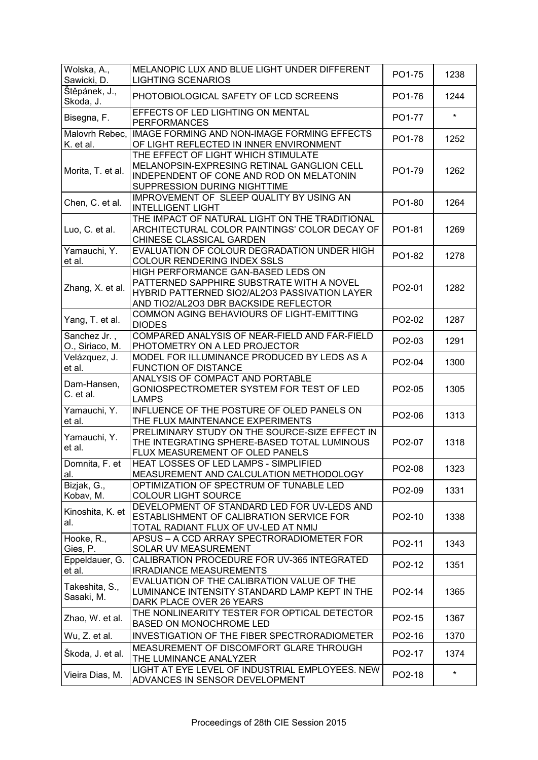| | | | |
|---|---|---|---|
| Wolska, A., Sawicki, D. | MELANOPIC LUX AND BLUE LIGHT UNDER DIFFERENT LIGHTING SCENARIOS | PO1-75 | 1238 |
| Štěpánek, J., Skoda, J. | PHOTOBIOLOGICAL SAFETY OF LCD SCREENS | PO1-76 | 1244 |
| Bisegna, F. | EFFECTS OF LED LIGHTING ON MENTAL PERFORMANCES | PO1-77 | * |
| Malovrh Rebec, K. et al. | IMAGE FORMING AND NON-IMAGE FORMING EFFECTS OF LIGHT REFLECTED IN INNER ENVIRONMENT | PO1-78 | 1252 |
| Morita, T. et al. | THE EFFECT OF LIGHT WHICH STIMULATE MELANOPSIN-EXPRESING RETINAL GANGLION CELL INDEPENDENT OF CONE AND ROD ON MELATONIN SUPPRESSION DURING NIGHTTIME | PO1-79 | 1262 |
| Chen, C. et al. | IMPROVEMENT OF SLEEP QUALITY BY USING AN INTELLIGENT LIGHT | PO1-80 | 1264 |
| Luo, C. et al. | THE IMPACT OF NATURAL LIGHT ON THE TRADITIONAL ARCHITECTURAL COLOR PAINTINGS' COLOR DECAY OF CHINESE CLASSICAL GARDEN | PO1-81 | 1269 |
| Yamauchi, Y. et al. | EVALUATION OF COLOUR DEGRADATION UNDER HIGH COLOUR RENDERING INDEX SSLS | PO1-82 | 1278 |
| Zhang, X. et al. | HIGH PERFORMANCE GAN-BASED LEDS ON PATTERNED SAPPHIRE SUBSTRATE WITH A NOVEL HYBRID PATTERNED SIO2/AL2O3 PASSIVATION LAYER AND TIO2/AL2O3 DBR BACKSIDE REFLECTOR | PO2-01 | 1282 |
| Yang, T. et al. | COMMON AGING BEHAVIOURS OF LIGHT-EMITTING DIODES | PO2-02 | 1287 |
| Sanchez Jr. , O., Siriaco, M. | COMPARED ANALYSIS OF NEAR-FIELD AND FAR-FIELD PHOTOMETRY ON A LED PROJECTOR | PO2-03 | 1291 |
| Velázquez, J. et al. | MODEL FOR ILLUMINANCE PRODUCED BY LEDS AS A FUNCTION OF DISTANCE | PO2-04 | 1300 |
| Dam-Hansen, C. et al. | ANALYSIS OF COMPACT AND PORTABLE GONIOSPECTROMETER SYSTEM FOR TEST OF LED LAMPS | PO2-05 | 1305 |
| Yamauchi, Y. et al. | INFLUENCE OF THE POSTURE OF OLED PANELS ON THE FLUX MAINTENANCE EXPERIMENTS | PO2-06 | 1313 |
| Yamauchi, Y. et al. | PRELIMINARY STUDY ON THE SOURCE-SIZE EFFECT IN THE INTEGRATING SPHERE-BASED TOTAL LUMINOUS FLUX MEASUREMENT OF OLED PANELS | PO2-07 | 1318 |
| Domnita, F. et al. | HEAT LOSSES OF LED LAMPS - SIMPLIFIED MEASUREMENT AND CALCULATION METHODOLOGY | PO2-08 | 1323 |
| Bizjak, G., Kobav, M. | OPTIMIZATION OF SPECTRUM OF TUNABLE LED COLOUR LIGHT SOURCE | PO2-09 | 1331 |
| Kinoshita, K. et al. | DEVELOPMENT OF STANDARD LED FOR UV-LEDS AND ESTABLISHMENT OF CALIBRATION SERVICE FOR TOTAL RADIANT FLUX OF UV-LED AT NMIJ | PO2-10 | 1338 |
| Hooke, R., Gies, P. | APSUS – A CCD ARRAY SPECTRORADIOMETER FOR SOLAR UV MEASUREMENT | PO2-11 | 1343 |
| Eppeldauer, G. et al. | CALIBRATION PROCEDURE FOR UV-365 INTEGRATED IRRADIANCE MEASUREMENTS | PO2-12 | 1351 |
| Takeshita, S., Sasaki, M. | EVALUATION OF THE CALIBRATION VALUE OF THE LUMINANCE INTENSITY STANDARD LAMP KEPT IN THE DARK PLACE OVER 26 YEARS | PO2-14 | 1365 |
| Zhao, W. et al. | THE NONLINEARITY TESTER FOR OPTICAL DETECTOR BASED ON MONOCHROME LED | PO2-15 | 1367 |
| Wu, Z. et al. | INVESTIGATION OF THE FIBER SPECTRORADIOMETER | PO2-16 | 1370 |
| Škoda, J. et al. | MEASUREMENT OF DISCOMFORT GLARE THROUGH THE LUMINANCE ANALYZER | PO2-17 | 1374 |
| Vieira Dias, M. | LIGHT AT EYE LEVEL OF INDUSTRIAL EMPLOYEES. NEW ADVANCES IN SENSOR DEVELOPMENT | PO2-18 | * |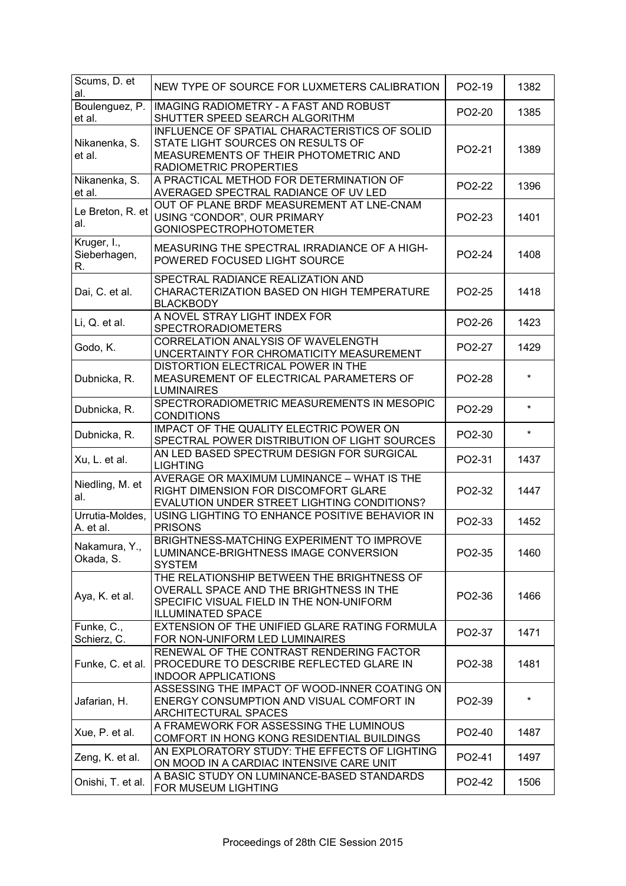| Scums, D. et al. | NEW TYPE OF SOURCE FOR LUXMETERS CALIBRATION | PO2-19 | 1382 |
|---|---|---|---|
| Boulenguez, P. et al. | IMAGING RADIOMETRY - A FAST AND ROBUST SHUTTER SPEED SEARCH ALGORITHM | PO2-20 | 1385 |
| Nikanenka, S. et al. | INFLUENCE OF SPATIAL CHARACTERISTICS OF SOLID STATE LIGHT SOURCES ON RESULTS OF MEASUREMENTS OF THEIR PHOTOMETRIC AND RADIOMETRIC PROPERTIES | PO2-21 | 1389 |
| Nikanenka, S. et al. | A PRACTICAL METHOD FOR DETERMINATION OF AVERAGED SPECTRAL RADIANCE OF UV LED | PO2-22 | 1396 |
| Le Breton, R. et al. | OUT OF PLANE BRDF MEASUREMENT AT LNE-CNAM USING “CONDOR”, OUR PRIMARY GONIOSPECTROPHOTOMETER | PO2-23 | 1401 |
| Kruger, I., Sieberhagen, R. | MEASURING THE SPECTRAL IRRADIANCE OF A HIGH-POWERED FOCUSED LIGHT SOURCE | PO2-24 | 1408 |
| Dai, C. et al. | SPECTRAL RADIANCE REALIZATION AND CHARACTERIZATION BASED ON HIGH TEMPERATURE BLACKBODY | PO2-25 | 1418 |
| Li, Q. et al. | A NOVEL STRAY LIGHT INDEX FOR SPECTRORADIOMETERS | PO2-26 | 1423 |
| Godo, K. | CORRELATION ANALYSIS OF WAVELENGTH UNCERTAINTY FOR CHROMATICITY MEASUREMENT | PO2-27 | 1429 |
| Dubnicka, R. | DISTORTION ELECTRICAL POWER IN THE MEASUREMENT OF ELECTRICAL PARAMETERS OF LUMINAIRES | PO2-28 | * |
| Dubnicka, R. | SPECTRORADIOMETRIC MEASUREMENTS IN MESOPIC CONDITIONS | PO2-29 | * |
| Dubnicka, R. | IMPACT OF THE QUALITY ELECTRIC POWER ON SPECTRAL POWER DISTRIBUTION OF LIGHT SOURCES | PO2-30 | * |
| Xu, L. et al. | AN LED BASED SPECTRUM DESIGN FOR SURGICAL LIGHTING | PO2-31 | 1437 |
| Niedling, M. et al. | AVERAGE OR MAXIMUM LUMINANCE – WHAT IS THE RIGHT DIMENSION FOR DISCOMFORT GLARE EVALUTION UNDER STREET LIGHTING CONDITIONS? | PO2-32 | 1447 |
| Urrutia-Moldes, A. et al. | USING LIGHTING TO ENHANCE POSITIVE BEHAVIOR IN PRISONS | PO2-33 | 1452 |
| Nakamura, Y., Okada, S. | BRIGHTNESS-MATCHING EXPERIMENT TO IMPROVE LUMINANCE-BRIGHTNESS IMAGE CONVERSION SYSTEM | PO2-35 | 1460 |
| Aya, K. et al. | THE RELATIONSHIP BETWEEN THE BRIGHTNESS OF OVERALL SPACE AND THE BRIGHTNESS IN THE SPECIFIC VISUAL FIELD IN THE NON-UNIFORM ILLUMINATED SPACE | PO2-36 | 1466 |
| Funke, C., Schierz, C. | EXTENSION OF THE UNIFIED GLARE RATING FORMULA FOR NON-UNIFORM LED LUMINAIRES | PO2-37 | 1471 |
| Funke, C. et al. | RENEWAL OF THE CONTRAST RENDERING FACTOR PROCEDURE TO DESCRIBE REFLECTED GLARE IN INDOOR APPLICATIONS | PO2-38 | 1481 |
| Jafarian, H. | ASSESSING THE IMPACT OF WOOD-INNER COATING ON ENERGY CONSUMPTION AND VISUAL COMFORT IN ARCHITECTURAL SPACES | PO2-39 | * |
| Xue, P. et al. | A FRAMEWORK FOR ASSESSING THE LUMINOUS COMFORT IN HONG KONG RESIDENTIAL BUILDINGS | PO2-40 | 1487 |
| Zeng, K. et al. | AN EXPLORATORY STUDY: THE EFFECTS OF LIGHTING ON MOOD IN A CARDIAC INTENSIVE CARE UNIT | PO2-41 | 1497 |
| Onishi, T. et al. | A BASIC STUDY ON LUMINANCE-BASED STANDARDS FOR MUSEUM LIGHTING | PO2-42 | 1506 |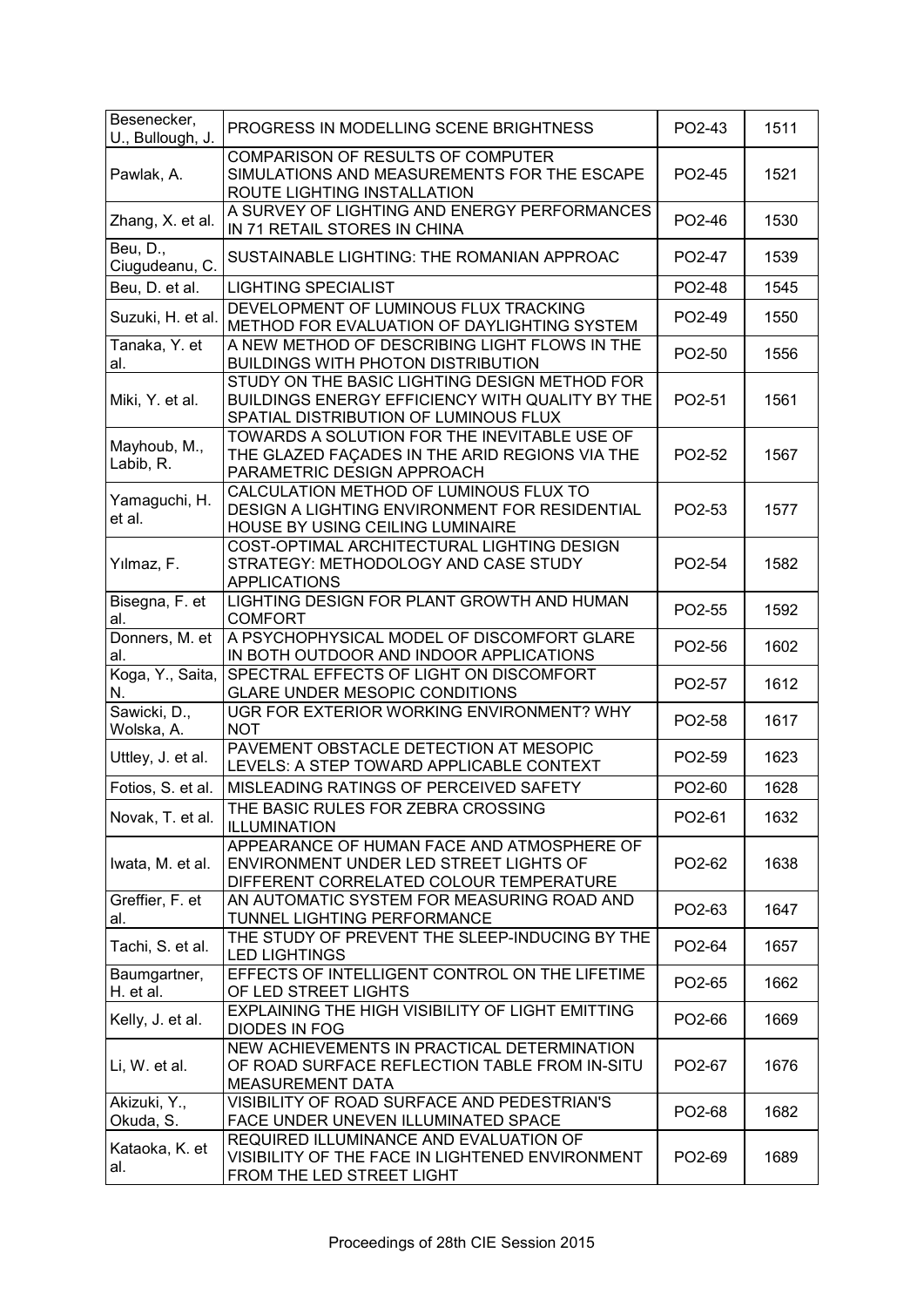| | | | |
|---|---|---|---|
| Besenecker, U., Bullough, J. | PROGRESS IN MODELLING SCENE BRIGHTNESS | PO2-43 | 1511 |
| Pawlak, A. | COMPARISON OF RESULTS OF COMPUTER SIMULATIONS AND MEASUREMENTS FOR THE ESCAPE ROUTE LIGHTING INSTALLATION | PO2-45 | 1521 |
| Zhang, X. et al. | A SURVEY OF LIGHTING AND ENERGY PERFORMANCES IN 71 RETAIL STORES IN CHINA | PO2-46 | 1530 |
| Beu, D., Ciugudeanu, C. | SUSTAINABLE LIGHTING: THE ROMANIAN APPROAC | PO2-47 | 1539 |
| Beu, D. et al. | LIGHTING SPECIALIST | PO2-48 | 1545 |
| Suzuki, H. et al. | DEVELOPMENT OF LUMINOUS FLUX TRACKING METHOD FOR EVALUATION OF DAYLIGHTING SYSTEM | PO2-49 | 1550 |
| Tanaka, Y. et al. | A NEW METHOD OF DESCRIBING LIGHT FLOWS IN THE BUILDINGS WITH PHOTON DISTRIBUTION | PO2-50 | 1556 |
| Miki, Y. et al. | STUDY ON THE BASIC LIGHTING DESIGN METHOD FOR BUILDINGS ENERGY EFFICIENCY WITH QUALITY BY THE SPATIAL DISTRIBUTION OF LUMINOUS FLUX | PO2-51 | 1561 |
| Mayhoub, M., Labib, R. | TOWARDS A SOLUTION FOR THE INEVITABLE USE OF THE GLAZED FAÇADES IN THE ARID REGIONS VIA THE PARAMETRIC DESIGN APPROACH | PO2-52 | 1567 |
| Yamaguchi, H. et al. | CALCULATION METHOD OF LUMINOUS FLUX TO DESIGN A LIGHTING ENVIRONMENT FOR RESIDENTIAL HOUSE BY USING CEILING LUMINAIRE | PO2-53 | 1577 |
| Yılmaz, F. | COST-OPTIMAL ARCHITECTURAL LIGHTING DESIGN STRATEGY: METHODOLOGY AND CASE STUDY APPLICATIONS | PO2-54 | 1582 |
| Bisegna, F. et al. | LIGHTING DESIGN FOR PLANT GROWTH AND HUMAN COMFORT | PO2-55 | 1592 |
| Donners, M. et al. | A PSYCHOPHYSICAL MODEL OF DISCOMFORT GLARE IN BOTH OUTDOOR AND INDOOR APPLICATIONS | PO2-56 | 1602 |
| Koga, Y., Saita, N. | SPECTRAL EFFECTS OF LIGHT ON DISCOMFORT GLARE UNDER MESOPIC CONDITIONS | PO2-57 | 1612 |
| Sawicki, D., Wolska, A. | UGR FOR EXTERIOR WORKING ENVIRONMENT? WHY NOT | PO2-58 | 1617 |
| Uttley, J. et al. | PAVEMENT OBSTACLE DETECTION AT MESOPIC LEVELS: A STEP TOWARD APPLICABLE CONTEXT | PO2-59 | 1623 |
| Fotios, S. et al. | MISLEADING RATINGS OF PERCEIVED SAFETY | PO2-60 | 1628 |
| Novak, T. et al. | THE BASIC RULES FOR ZEBRA CROSSING ILLUMINATION | PO2-61 | 1632 |
| Iwata, M. et al. | APPEARANCE OF HUMAN FACE AND ATMOSPHERE OF ENVIRONMENT UNDER LED STREET LIGHTS OF DIFFERENT CORRELATED COLOUR TEMPERATURE | PO2-62 | 1638 |
| Greffier, F. et al. | AN AUTOMATIC SYSTEM FOR MEASURING ROAD AND TUNNEL LIGHTING PERFORMANCE | PO2-63 | 1647 |
| Tachi, S. et al. | THE STUDY OF PREVENT THE SLEEP-INDUCING BY THE LED LIGHTINGS | PO2-64 | 1657 |
| Baumgartner, H. et al. | EFFECTS OF INTELLIGENT CONTROL ON THE LIFETIME OF LED STREET LIGHTS | PO2-65 | 1662 |
| Kelly, J. et al. | EXPLAINING THE HIGH VISIBILITY OF LIGHT EMITTING DIODES IN FOG | PO2-66 | 1669 |
| Li, W. et al. | NEW ACHIEVEMENTS IN PRACTICAL DETERMINATION OF ROAD SURFACE REFLECTION TABLE FROM IN-SITU MEASUREMENT DATA | PO2-67 | 1676 |
| Akizuki, Y., Okuda, S. | VISIBILITY OF ROAD SURFACE AND PEDESTRIAN'S FACE UNDER UNEVEN ILLUMINATED SPACE | PO2-68 | 1682 |
| Kataoka, K. et al. | REQUIRED ILLUMINANCE AND EVALUATION OF VISIBILITY OF THE FACE IN LIGHTENED ENVIRONMENT FROM THE LED STREET LIGHT | PO2-69 | 1689 |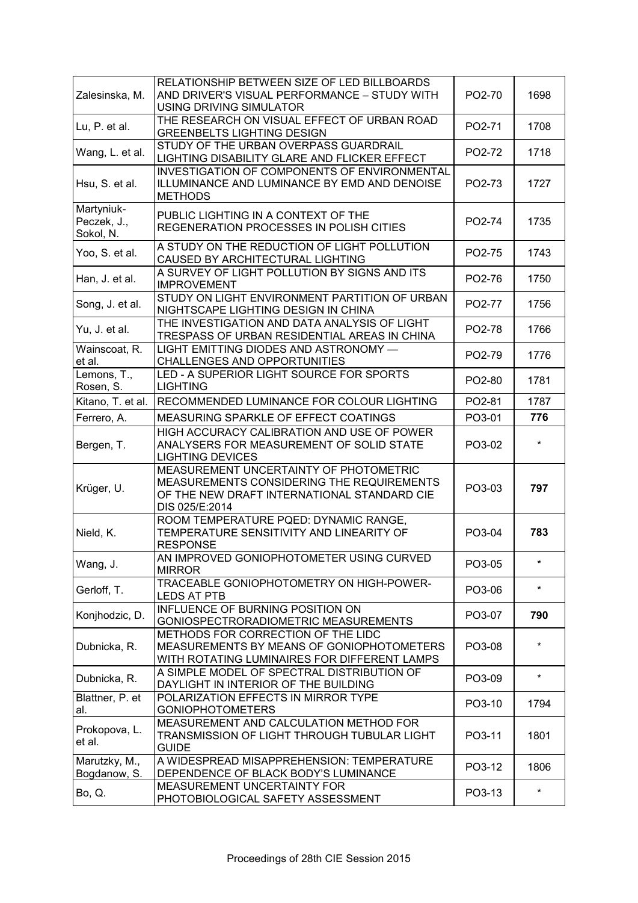| | | | |
|---|---|---|---|
| Zalesinska, M. | RELATIONSHIP BETWEEN SIZE OF LED BILLBOARDS AND DRIVER'S VISUAL PERFORMANCE – STUDY WITH USING DRIVING SIMULATOR | PO2-70 | 1698 |
| Lu, P. et al. | THE RESEARCH ON VISUAL EFFECT OF URBAN ROAD GREENBELTS LIGHTING DESIGN | PO2-71 | 1708 |
| Wang, L. et al. | STUDY OF THE URBAN OVERPASS GUARDRAIL LIGHTING DISABILITY GLARE AND FLICKER EFFECT | PO2-72 | 1718 |
| Hsu, S. et al. | INVESTIGATION OF COMPONENTS OF ENVIRONMENTAL ILLUMINANCE AND LUMINANCE BY EMD AND DENOISE METHODS | PO2-73 | 1727 |
| Martyniuk-Peczek, J., Sokol, N. | PUBLIC LIGHTING IN A CONTEXT OF THE REGENERATION PROCESSES IN POLISH CITIES | PO2-74 | 1735 |
| Yoo, S. et al. | A STUDY ON THE REDUCTION OF LIGHT POLLUTION CAUSED BY ARCHITECTURAL LIGHTING | PO2-75 | 1743 |
| Han, J. et al. | A SURVEY OF LIGHT POLLUTION BY SIGNS AND ITS IMPROVEMENT | PO2-76 | 1750 |
| Song, J. et al. | STUDY ON LIGHT ENVIRONMENT PARTITION OF URBAN NIGHTSCAPE LIGHTING DESIGN IN CHINA | PO2-77 | 1756 |
| Yu, J. et al. | THE INVESTIGATION AND DATA ANALYSIS OF LIGHT TRESPASS OF URBAN RESIDENTIAL AREAS IN CHINA | PO2-78 | 1766 |
| Wainscoat, R. et al. | LIGHT EMITTING DIODES AND ASTRONOMY — CHALLENGES AND OPPORTUNITIES | PO2-79 | 1776 |
| Lemons, T., Rosen, S. | LED - A SUPERIOR LIGHT SOURCE FOR SPORTS LIGHTING | PO2-80 | 1781 |
| Kitano, T. et al. | RECOMMENDED LUMINANCE FOR COLOUR LIGHTING | PO2-81 | 1787 |
| Ferrero, A. | MEASURING SPARKLE OF EFFECT COATINGS | PO3-01 | **776** |
| Bergen, T. | HIGH ACCURACY CALIBRATION AND USE OF POWER ANALYSERS FOR MEASUREMENT OF SOLID STATE LIGHTING DEVICES | PO3-02 | * |
| Krüger, U. | MEASUREMENT UNCERTAINTY OF PHOTOMETRIC MEASUREMENTS CONSIDERING THE REQUIREMENTS OF THE NEW DRAFT INTERNATIONAL STANDARD CIE DIS 025/E:2014 | PO3-03 | **797** |
| Nield, K. | ROOM TEMPERATURE PQED: DYNAMIC RANGE, TEMPERATURE SENSITIVITY AND LINEARITY OF RESPONSE | PO3-04 | **783** |
| Wang, J. | AN IMPROVED GONIOPHOTOMETER USING CURVED MIRROR | PO3-05 | * |
| Gerloff, T. | TRACEABLE GONIOPHOTOMETRY ON HIGH-POWER-LEDS AT PTB | PO3-06 | * |
| Konjhodzic, D. | INFLUENCE OF BURNING POSITION ON GONIOSPECTRORADIOMETRIC MEASUREMENTS | PO3-07 | **790** |
| Dubnicka, R. | METHODS FOR CORRECTION OF THE LIDC MEASUREMENTS BY MEANS OF GONIOPHOTOMETERS WITH ROTATING LUMINAIRES FOR DIFFERENT LAMPS | PO3-08 | * |
| Dubnicka, R. | A SIMPLE MODEL OF SPECTRAL DISTRIBUTION OF DAYLIGHT IN INTERIOR OF THE BUILDING | PO3-09 | * |
| Blattner, P. et al. | POLARIZATION EFFECTS IN MIRROR TYPE GONIOPHOTOMETERS | PO3-10 | 1794 |
| Prokopova, L. et al. | MEASUREMENT AND CALCULATION METHOD FOR TRANSMISSION OF LIGHT THROUGH TUBULAR LIGHT GUIDE | PO3-11 | 1801 |
| Marutzky, M., Bogdanow, S. | A WIDESPREAD MISAPPREHENSION: TEMPERATURE DEPENDENCE OF BLACK BODY'S LUMINANCE | PO3-12 | 1806 |
| Bo, Q. | MEASUREMENT UNCERTAINTY FOR PHOTOBIOLOGICAL SAFETY ASSESSMENT | PO3-13 | * |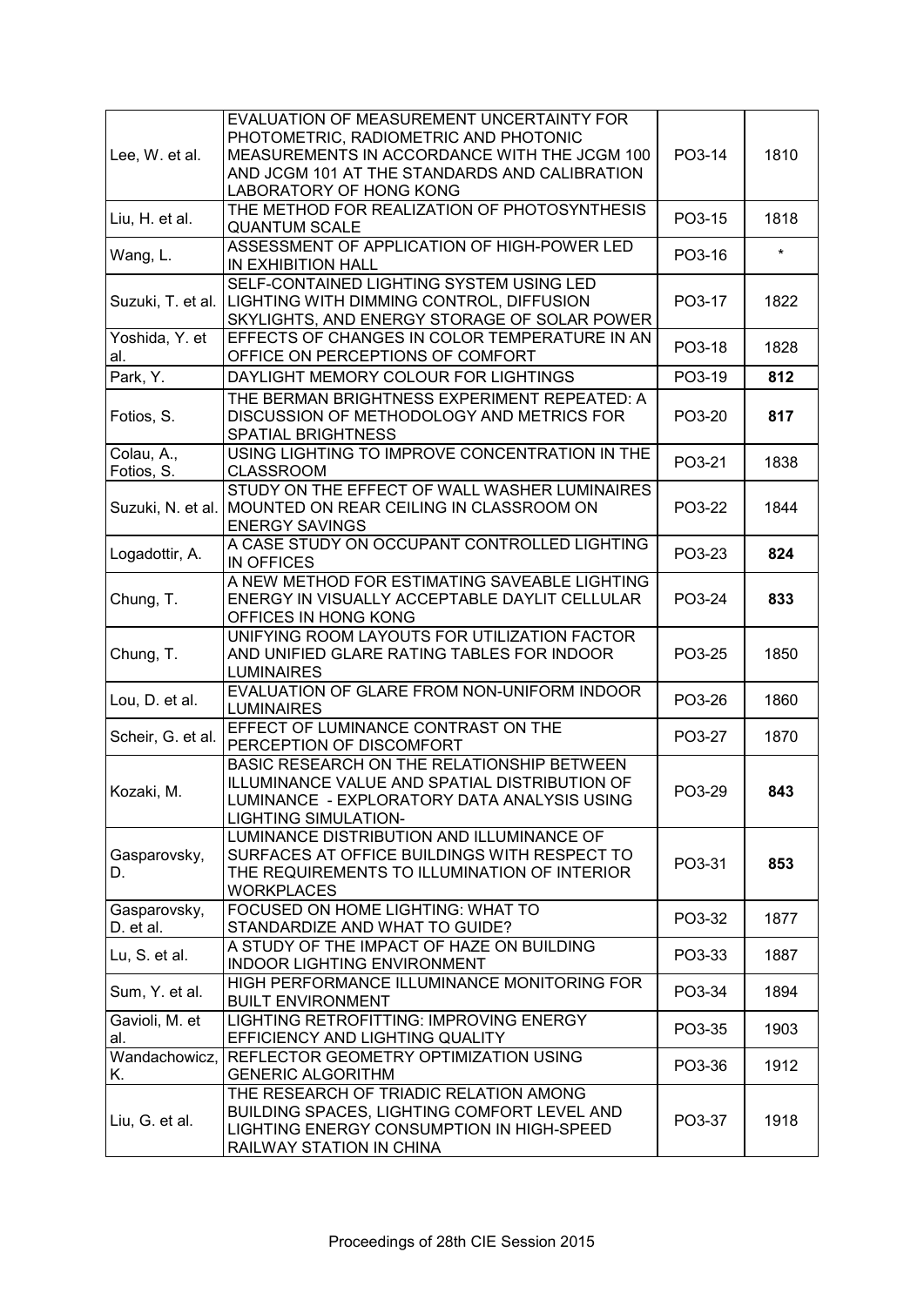| | | | |
|---|---|---|---|
| Lee, W. et al. | EVALUATION OF MEASUREMENT UNCERTAINTY FOR PHOTOMETRIC, RADIOMETRIC AND PHOTONIC MEASUREMENTS IN ACCORDANCE WITH THE JCGM 100 AND JCGM 101 AT THE STANDARDS AND CALIBRATION LABORATORY OF HONG KONG | PO3-14 | 1810 |
| Liu, H. et al. | THE METHOD FOR REALIZATION OF PHOTOSYNTHESIS QUANTUM SCALE | PO3-15 | 1818 |
| Wang, L. | ASSESSMENT OF APPLICATION OF HIGH-POWER LED IN EXHIBITION HALL | PO3-16 | * |
| Suzuki, T. et al. | SELF-CONTAINED LIGHTING SYSTEM USING LED LIGHTING WITH DIMMING CONTROL, DIFFUSION SKYLIGHTS, AND ENERGY STORAGE OF SOLAR POWER | PO3-17 | 1822 |
| Yoshida, Y. et al. | EFFECTS OF CHANGES IN COLOR TEMPERATURE IN AN OFFICE ON PERCEPTIONS OF COMFORT | PO3-18 | 1828 |
| Park, Y. | DAYLIGHT MEMORY COLOUR FOR LIGHTINGS | PO3-19 | **812** |
| Fotios, S. | THE BERMAN BRIGHTNESS EXPERIMENT REPEATED: A DISCUSSION OF METHODOLOGY AND METRICS FOR SPATIAL BRIGHTNESS | PO3-20 | **817** |
| Colau, A., Fotios, S. | USING LIGHTING TO IMPROVE CONCENTRATION IN THE CLASSROOM | PO3-21 | 1838 |
| Suzuki, N. et al. | STUDY ON THE EFFECT OF WALL WASHER LUMINAIRES MOUNTED ON REAR CEILING IN CLASSROOM ON ENERGY SAVINGS | PO3-22 | 1844 |
| Logadottir, A. | A CASE STUDY ON OCCUPANT CONTROLLED LIGHTING IN OFFICES | PO3-23 | **824** |
| Chung, T. | A NEW METHOD FOR ESTIMATING SAVEABLE LIGHTING ENERGY IN VISUALLY ACCEPTABLE DAYLIT CELLULAR OFFICES IN HONG KONG | PO3-24 | **833** |
| Chung, T. | UNIFYING ROOM LAYOUTS FOR UTILIZATION FACTOR AND UNIFIED GLARE RATING TABLES FOR INDOOR LUMINAIRES | PO3-25 | 1850 |
| Lou, D. et al. | EVALUATION OF GLARE FROM NON-UNIFORM INDOOR LUMINAIRES | PO3-26 | 1860 |
| Scheir, G. et al. | EFFECT OF LUMINANCE CONTRAST ON THE PERCEPTION OF DISCOMFORT | PO3-27 | 1870 |
| Kozaki, M. | BASIC RESEARCH ON THE RELATIONSHIP BETWEEN ILLUMINANCE VALUE AND SPATIAL DISTRIBUTION OF LUMINANCE - EXPLORATORY DATA ANALYSIS USING LIGHTING SIMULATION- | PO3-29 | **843** |
| Gasparovsky, D. | LUMINANCE DISTRIBUTION AND ILLUMINANCE OF SURFACES AT OFFICE BUILDINGS WITH RESPECT TO THE REQUIREMENTS TO ILLUMINATION OF INTERIOR WORKPLACES | PO3-31 | **853** |
| Gasparovsky, D. et al. | FOCUSED ON HOME LIGHTING: WHAT TO STANDARDIZE AND WHAT TO GUIDE? | PO3-32 | 1877 |
| Lu, S. et al. | A STUDY OF THE IMPACT OF HAZE ON BUILDING INDOOR LIGHTING ENVIRONMENT | PO3-33 | 1887 |
| Sum, Y. et al. | HIGH PERFORMANCE ILLUMINANCE MONITORING FOR BUILT ENVIRONMENT | PO3-34 | 1894 |
| Gavioli, M. et al. | LIGHTING RETROFITTING: IMPROVING ENERGY EFFICIENCY AND LIGHTING QUALITY | PO3-35 | 1903 |
| Wandachowicz, K. | REFLECTOR GEOMETRY OPTIMIZATION USING GENERIC ALGORITHM | PO3-36 | 1912 |
| Liu, G. et al. | THE RESEARCH OF TRIADIC RELATION AMONG BUILDING SPACES, LIGHTING COMFORT LEVEL AND LIGHTING ENERGY CONSUMPTION IN HIGH-SPEED RAILWAY STATION IN CHINA | PO3-37 | 1918 |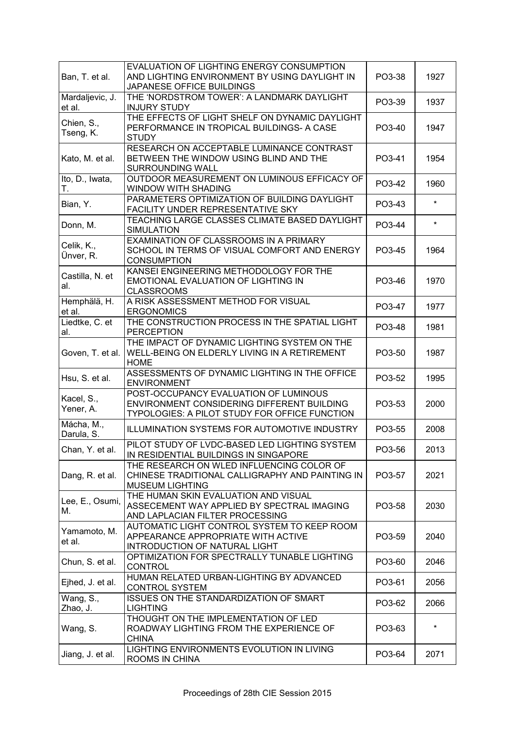| | | | |
|---|---|---|---|
| Ban, T. et al. | EVALUATION OF LIGHTING ENERGY CONSUMPTION AND LIGHTING ENVIRONMENT BY USING DAYLIGHT IN JAPANESE OFFICE BUILDINGS | PO3-38 | 1927 |
| Mardaljevic, J. et al. | THE 'NORDSTROM TOWER': A LANDMARK DAYLIGHT INJURY STUDY | PO3-39 | 1937 |
| Chien, S., Tseng, K. | THE EFFECTS OF LIGHT SHELF ON DYNAMIC DAYLIGHT PERFORMANCE IN TROPICAL BUILDINGS- A CASE STUDY | PO3-40 | 1947 |
| Kato, M. et al. | RESEARCH ON ACCEPTABLE LUMINANCE CONTRAST BETWEEN THE WINDOW USING BLIND AND THE SURROUNDING WALL | PO3-41 | 1954 |
| Ito, D., Iwata, T. | OUTDOOR MEASUREMENT ON LUMINOUS EFFICACY OF WINDOW WITH SHADING | PO3-42 | 1960 |
| Bian, Y. | PARAMETERS OPTIMIZATION OF BUILDING DAYLIGHT FACILITY UNDER REPRESENTATIVE SKY | PO3-43 | * |
| Donn, M. | TEACHING LARGE CLASSES CLIMATE BASED DAYLIGHT SIMULATION | PO3-44 | * |
| Celik, K., Ünver, R. | EXAMINATION OF CLASSROOMS IN A PRIMARY SCHOOL IN TERMS OF VISUAL COMFORT AND ENERGY CONSUMPTION | PO3-45 | 1964 |
| Castilla, N. et al. | KANSEI ENGINEERING METHODOLOGY FOR THE EMOTIONAL EVALUATION OF LIGHTING IN CLASSROOMS | PO3-46 | 1970 |
| Hemphälä, H. et al. | A RISK ASSESSMENT METHOD FOR VISUAL ERGONOMICS | PO3-47 | 1977 |
| Liedtke, C. et al. | THE CONSTRUCTION PROCESS IN THE SPATIAL LIGHT PERCEPTION | PO3-48 | 1981 |
| Goven, T. et al. | THE IMPACT OF DYNAMIC LIGHTING SYSTEM ON THE WELL-BEING ON ELDERLY LIVING IN A RETIREMENT HOME | PO3-50 | 1987 |
| Hsu, S. et al. | ASSESSMENTS OF DYNAMIC LIGHTING IN THE OFFICE ENVIRONMENT | PO3-52 | 1995 |
| Kacel, S., Yener, A. | POST-OCCUPANCY EVALUATION OF LUMINOUS ENVIRONMENT CONSIDERING DIFFERENT BUILDING TYPOLOGIES: A PILOT STUDY FOR OFFICE FUNCTION | PO3-53 | 2000 |
| Mácha, M., Darula, S. | ILLUMINATION SYSTEMS FOR AUTOMOTIVE INDUSTRY | PO3-55 | 2008 |
| Chan, Y. et al. | PILOT STUDY OF LVDC-BASED LED LIGHTING SYSTEM IN RESIDENTIAL BUILDINGS IN SINGAPORE | PO3-56 | 2013 |
| Dang, R. et al. | THE RESEARCH ON WLED INFLUENCING COLOR OF CHINESE TRADITIONAL CALLIGRAPHY AND PAINTING IN MUSEUM LIGHTING | PO3-57 | 2021 |
| Lee, E., Osumi, M. | THE HUMAN SKIN EVALUATION AND VISUAL ASSECEMENT WAY APPLIED BY SPECTRAL IMAGING AND LAPLACIAN FILTER PROCESSING | PO3-58 | 2030 |
| Yamamoto, M. et al. | AUTOMATIC LIGHT CONTROL SYSTEM TO KEEP ROOM APPEARANCE APPROPRIATE WITH ACTIVE INTRODUCTION OF NATURAL LIGHT | PO3-59 | 2040 |
| Chun, S. et al. | OPTIMIZATION FOR SPECTRALLY TUNABLE LIGHTING CONTROL | PO3-60 | 2046 |
| Ejhed, J. et al. | HUMAN RELATED URBAN-LIGHTING BY ADVANCED CONTROL SYSTEM | PO3-61 | 2056 |
| Wang, S., Zhao, J. | ISSUES ON THE STANDARDIZATION OF SMART LIGHTING | PO3-62 | 2066 |
| Wang, S. | THOUGHT ON THE IMPLEMENTATION OF LED ROADWAY LIGHTING FROM THE EXPERIENCE OF CHINA | PO3-63 | * |
| Jiang, J. et al. | LIGHTING ENVIRONMENTS EVOLUTION IN LIVING ROOMS IN CHINA | PO3-64 | 2071 |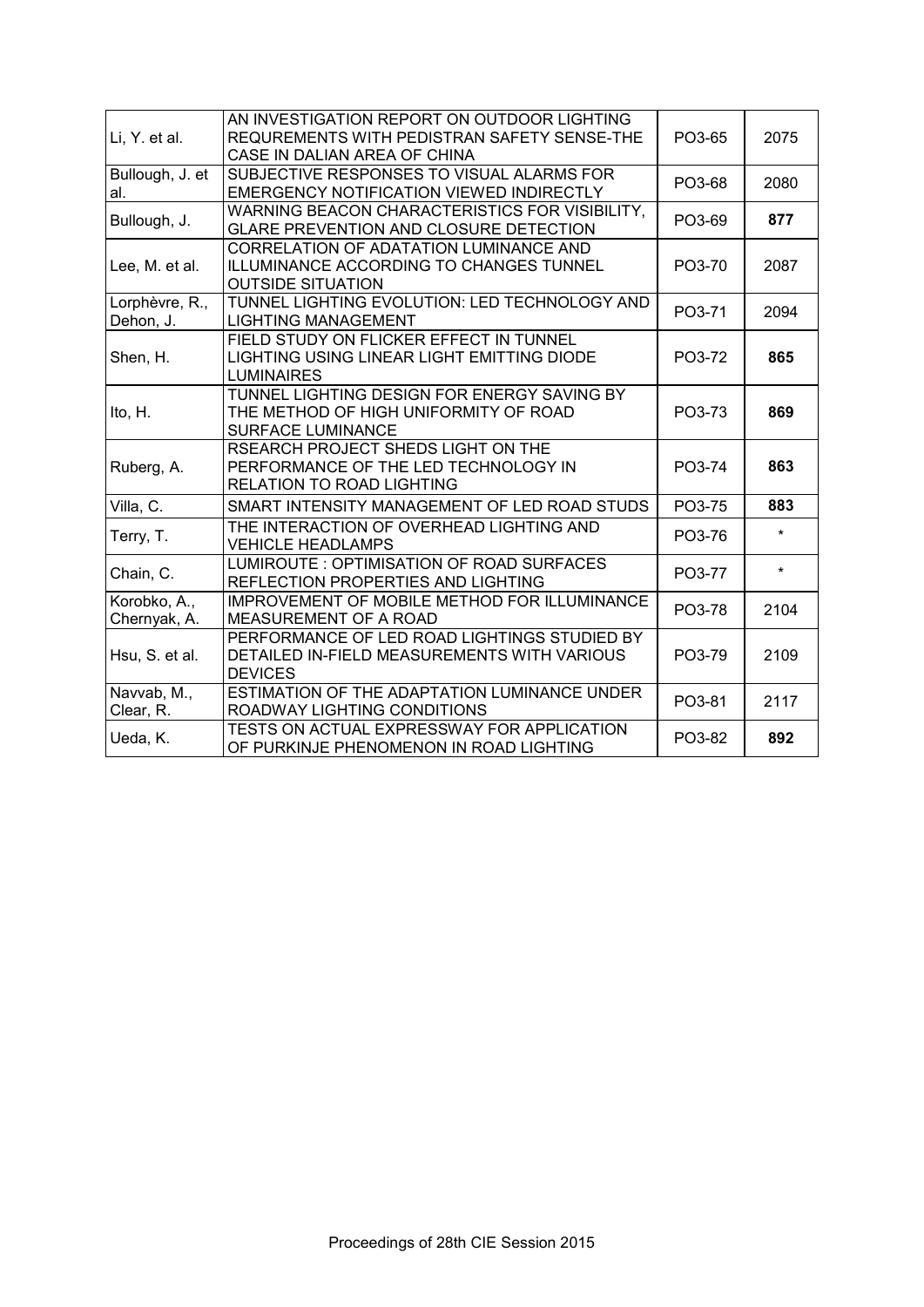| | | | |
|---|---|---|---|
| Li, Y. et al. | AN INVESTIGATION REPORT ON OUTDOOR LIGHTING REQUREMENTS WITH PEDISTRAN SAFETY SENSE-THE CASE IN DALIAN AREA OF CHINA | PO3-65 | 2075 |
| Bullough, J. et al. | SUBJECTIVE RESPONSES TO VISUAL ALARMS FOR EMERGENCY NOTIFICATION VIEWED INDIRECTLY | PO3-68 | 2080 |
| Bullough, J. | WARNING BEACON CHARACTERISTICS FOR VISIBILITY, GLARE PREVENTION AND CLOSURE DETECTION | PO3-69 | **877** |
| Lee, M. et al. | CORRELATION OF ADATATION LUMINANCE AND ILLUMINANCE ACCORDING TO CHANGES TUNNEL OUTSIDE SITUATION | PO3-70 | 2087 |
| Lorphèvre, R., Dehon, J. | TUNNEL LIGHTING EVOLUTION: LED TECHNOLOGY AND LIGHTING MANAGEMENT | PO3-71 | 2094 |
| Shen, H. | FIELD STUDY ON FLICKER EFFECT IN TUNNEL LIGHTING USING LINEAR LIGHT EMITTING DIODE LUMINAIRES | PO3-72 | **865** |
| Ito, H. | TUNNEL LIGHTING DESIGN FOR ENERGY SAVING BY THE METHOD OF HIGH UNIFORMITY OF ROAD SURFACE LUMINANCE | PO3-73 | **869** |
| Ruberg, A. | RSEARCH PROJECT SHEDS LIGHT ON THE PERFORMANCE OF THE LED TECHNOLOGY IN RELATION TO ROAD LIGHTING | PO3-74 | **863** |
| Villa, C. | SMART INTENSITY MANAGEMENT OF LED ROAD STUDS | PO3-75 | **883** |
| Terry, T. | THE INTERACTION OF OVERHEAD LIGHTING AND VEHICLE HEADLAMPS | PO3-76 | * |
| Chain, C. | LUMIROUTE : OPTIMISATION OF ROAD SURFACES REFLECTION PROPERTIES AND LIGHTING | PO3-77 | * |
| Korobko, A., Chernyak, A. | IMPROVEMENT OF MOBILE METHOD FOR ILLUMINANCE MEASUREMENT OF A ROAD | PO3-78 | 2104 |
| Hsu, S. et al. | PERFORMANCE OF LED ROAD LIGHTINGS STUDIED BY DETAILED IN-FIELD MEASUREMENTS WITH VARIOUS DEVICES | PO3-79 | 2109 |
| Navvab, M., Clear, R. | ESTIMATION OF THE ADAPTATION LUMINANCE UNDER ROADWAY LIGHTING CONDITIONS | PO3-81 | 2117 |
| Ueda, K. | TESTS ON ACTUAL EXPRESSWAY FOR APPLICATION OF PURKINJE PHENOMENON IN ROAD LIGHTING | PO3-82 | **892** |